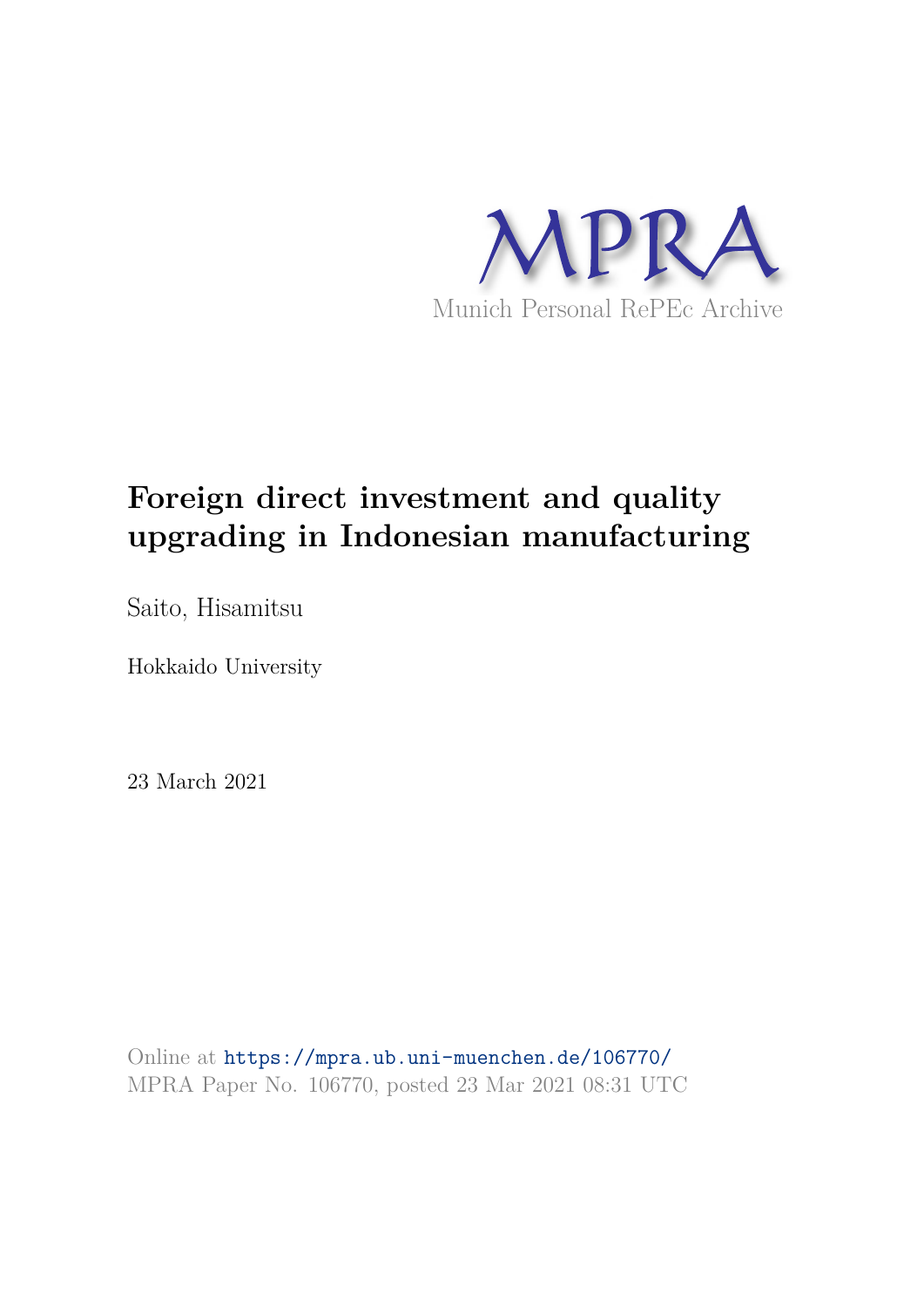MPRA

Munich Personal RePEc Archive

# Foreign direct investment and quality upgrading in Indonesian manufacturing

Saito, Hisamitsu

Hokkaido University

23 March 2021

Online at https://mpra.ub.uni-muenchen.de/106770/
MPRA Paper No. 106770, posted 23 Mar 2021 08:31 UTC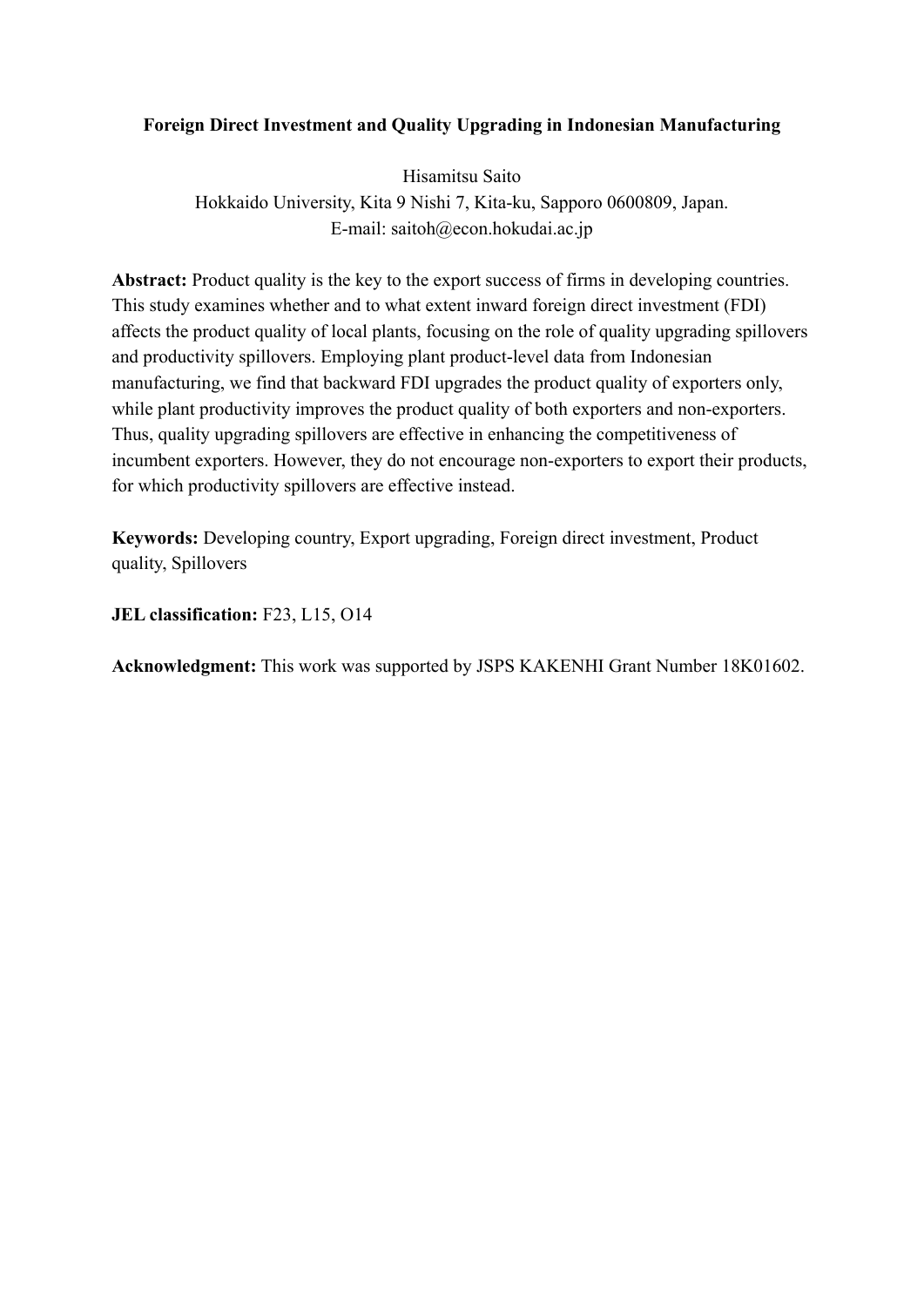**Foreign Direct Investment and Quality Upgrading in Indonesian Manufacturing**

Hisamitsu Saito
Hokkaido University, Kita 9 Nishi 7, Kita-ku, Sapporo 0600809, Japan.
E-mail: saitoh@econ.hokudai.ac.jp

**Abstract:** Product quality is the key to the export success of firms in developing countries. This study examines whether and to what extent inward foreign direct investment (FDI) affects the product quality of local plants, focusing on the role of quality upgrading spillovers and productivity spillovers. Employing plant product-level data from Indonesian manufacturing, we find that backward FDI upgrades the product quality of exporters only, while plant productivity improves the product quality of both exporters and non-exporters. Thus, quality upgrading spillovers are effective in enhancing the competitiveness of incumbent exporters. However, they do not encourage non-exporters to export their products, for which productivity spillovers are effective instead.

**Keywords:** Developing country, Export upgrading, Foreign direct investment, Product quality, Spillovers

**JEL classification:** F23, L15, O14

**Acknowledgment:** This work was supported by JSPS KAKENHI Grant Number 18K01602.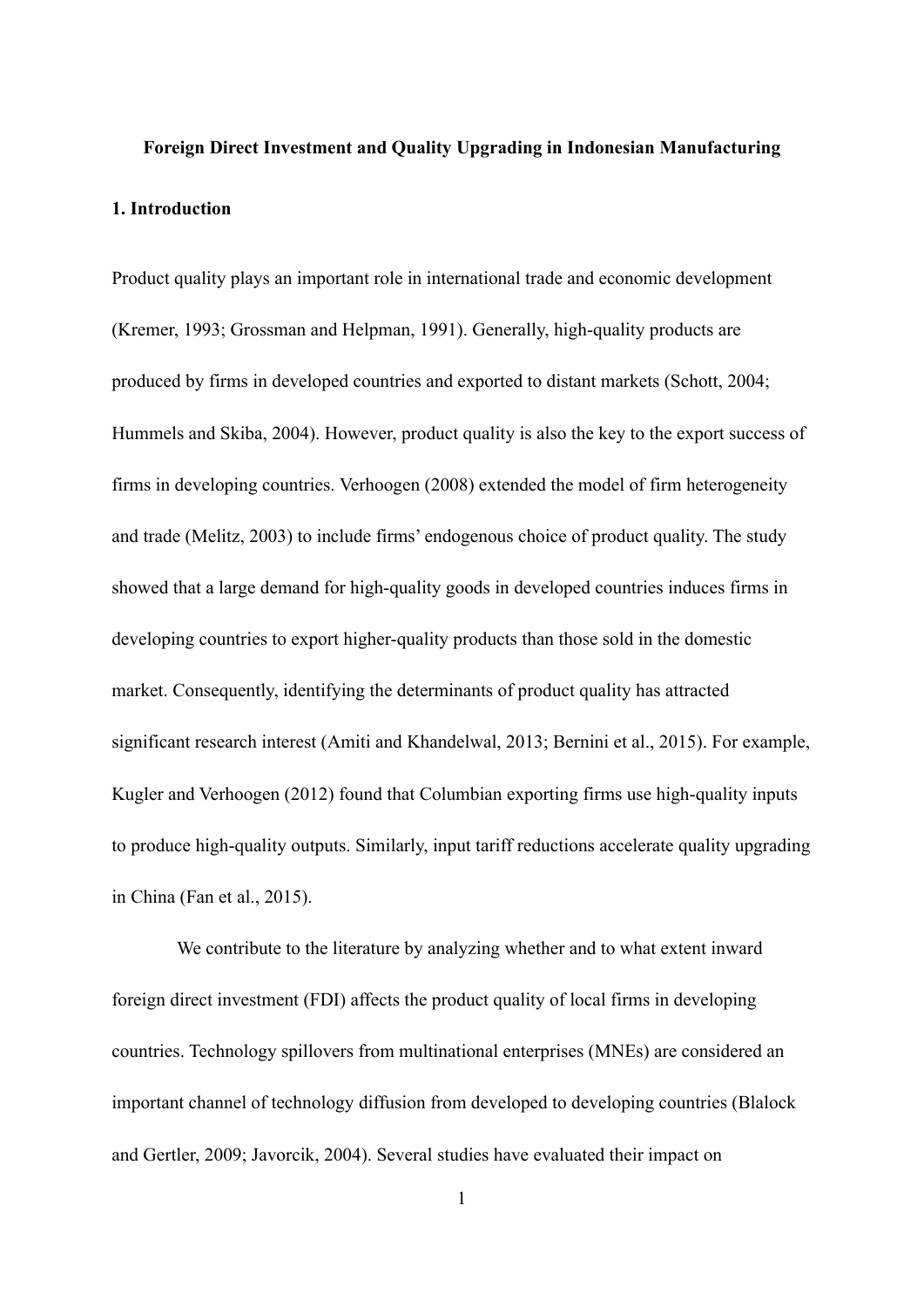**Foreign Direct Investment and Quality Upgrading in Indonesian Manufacturing**

## 1. Introduction

Product quality plays an important role in international trade and economic development (Kremer, 1993; Grossman and Helpman, 1991). Generally, high-quality products are produced by firms in developed countries and exported to distant markets (Schott, 2004; Hummels and Skiba, 2004). However, product quality is also the key to the export success of firms in developing countries. Verhoogen (2008) extended the model of firm heterogeneity and trade (Melitz, 2003) to include firms' endogenous choice of product quality. The study showed that a large demand for high-quality goods in developed countries induces firms in developing countries to export higher-quality products than those sold in the domestic market. Consequently, identifying the determinants of product quality has attracted significant research interest (Amiti and Khandelwal, 2013; Bernini et al., 2015). For example, Kugler and Verhoogen (2012) found that Columbian exporting firms use high-quality inputs to produce high-quality outputs. Similarly, input tariff reductions accelerate quality upgrading in China (Fan et al., 2015).

We contribute to the literature by analyzing whether and to what extent inward foreign direct investment (FDI) affects the product quality of local firms in developing countries. Technology spillovers from multinational enterprises (MNEs) are considered an important channel of technology diffusion from developed to developing countries (Blalock and Gertler, 2009; Javorcik, 2004). Several studies have evaluated their impact on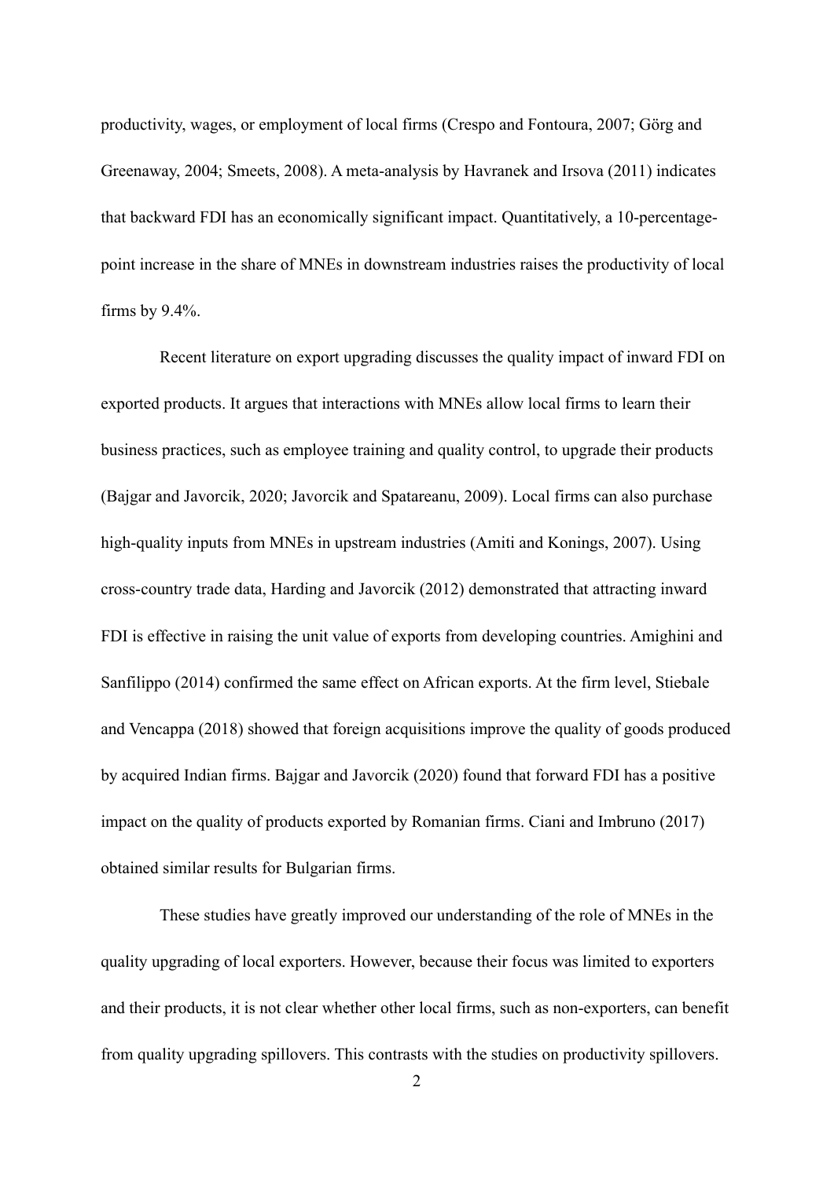productivity, wages, or employment of local firms (Crespo and Fontoura, 2007; Görg and Greenaway, 2004; Smeets, 2008). A meta-analysis by Havranek and Irsova (2011) indicates that backward FDI has an economically significant impact. Quantitatively, a 10-percentage-point increase in the share of MNEs in downstream industries raises the productivity of local firms by 9.4%.

Recent literature on export upgrading discusses the quality impact of inward FDI on exported products. It argues that interactions with MNEs allow local firms to learn their business practices, such as employee training and quality control, to upgrade their products (Bajgar and Javorcik, 2020; Javorcik and Spatareanu, 2009). Local firms can also purchase high-quality inputs from MNEs in upstream industries (Amiti and Konings, 2007). Using cross-country trade data, Harding and Javorcik (2012) demonstrated that attracting inward FDI is effective in raising the unit value of exports from developing countries. Amighini and Sanfilippo (2014) confirmed the same effect on African exports. At the firm level, Stiebale and Vencappa (2018) showed that foreign acquisitions improve the quality of goods produced by acquired Indian firms. Bajgar and Javorcik (2020) found that forward FDI has a positive impact on the quality of products exported by Romanian firms. Ciani and Imbruno (2017) obtained similar results for Bulgarian firms.

These studies have greatly improved our understanding of the role of MNEs in the quality upgrading of local exporters. However, because their focus was limited to exporters and their products, it is not clear whether other local firms, such as non-exporters, can benefit from quality upgrading spillovers. This contrasts with the studies on productivity spillovers.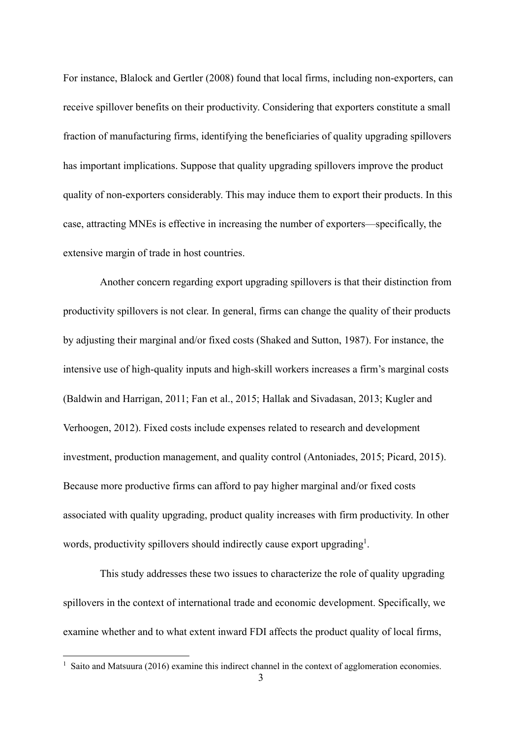For instance, Blalock and Gertler (2008) found that local firms, including non-exporters, can receive spillover benefits on their productivity. Considering that exporters constitute a small fraction of manufacturing firms, identifying the beneficiaries of quality upgrading spillovers has important implications. Suppose that quality upgrading spillovers improve the product quality of non-exporters considerably. This may induce them to export their products. In this case, attracting MNEs is effective in increasing the number of exporters—specifically, the extensive margin of trade in host countries.

Another concern regarding export upgrading spillovers is that their distinction from productivity spillovers is not clear. In general, firms can change the quality of their products by adjusting their marginal and/or fixed costs (Shaked and Sutton, 1987). For instance, the intensive use of high-quality inputs and high-skill workers increases a firm's marginal costs (Baldwin and Harrigan, 2011; Fan et al., 2015; Hallak and Sivadasan, 2013; Kugler and Verhoogen, 2012). Fixed costs include expenses related to research and development investment, production management, and quality control (Antoniades, 2015; Picard, 2015). Because more productive firms can afford to pay higher marginal and/or fixed costs associated with quality upgrading, product quality increases with firm productivity. In other words, productivity spillovers should indirectly cause export upgrading[1].

This study addresses these two issues to characterize the role of quality upgrading spillovers in the context of international trade and economic development. Specifically, we examine whether and to what extent inward FDI affects the product quality of local firms,

[1] Saito and Matsuura (2016) examine this indirect channel in the context of agglomeration economies.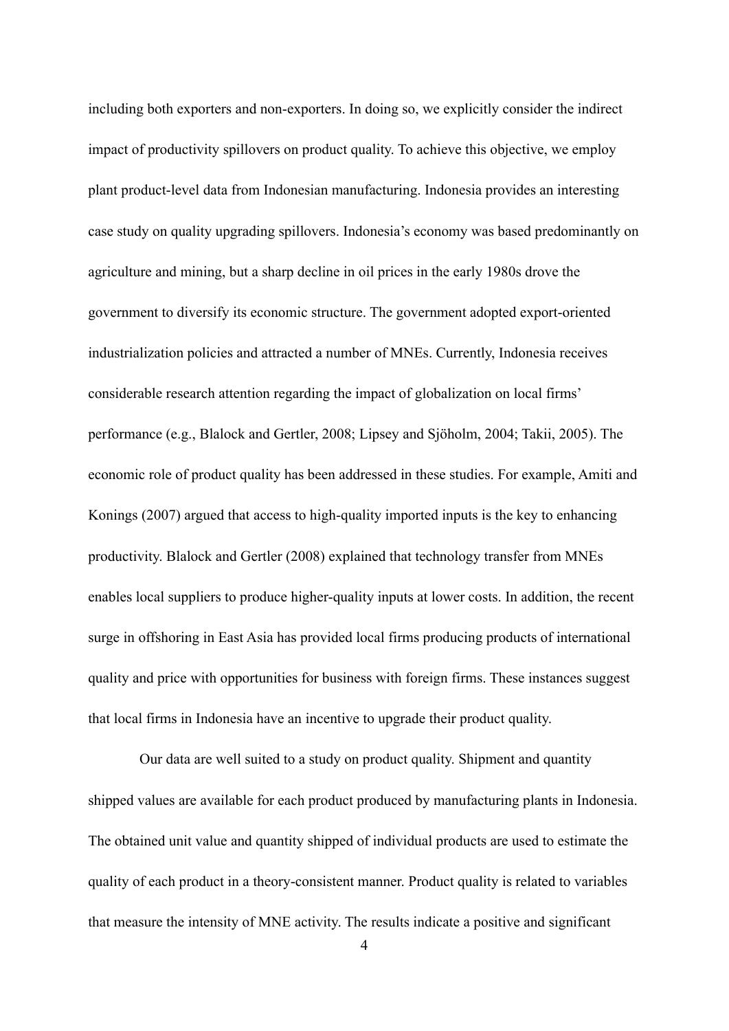including both exporters and non-exporters. In doing so, we explicitly consider the indirect impact of productivity spillovers on product quality. To achieve this objective, we employ plant product-level data from Indonesian manufacturing. Indonesia provides an interesting case study on quality upgrading spillovers. Indonesia's economy was based predominantly on agriculture and mining, but a sharp decline in oil prices in the early 1980s drove the government to diversify its economic structure. The government adopted export-oriented industrialization policies and attracted a number of MNEs. Currently, Indonesia receives considerable research attention regarding the impact of globalization on local firms' performance (e.g., Blalock and Gertler, 2008; Lipsey and Sjöholm, 2004; Takii, 2005). The economic role of product quality has been addressed in these studies. For example, Amiti and Konings (2007) argued that access to high-quality imported inputs is the key to enhancing productivity. Blalock and Gertler (2008) explained that technology transfer from MNEs enables local suppliers to produce higher-quality inputs at lower costs. In addition, the recent surge in offshoring in East Asia has provided local firms producing products of international quality and price with opportunities for business with foreign firms. These instances suggest that local firms in Indonesia have an incentive to upgrade their product quality.

Our data are well suited to a study on product quality. Shipment and quantity shipped values are available for each product produced by manufacturing plants in Indonesia. The obtained unit value and quantity shipped of individual products are used to estimate the quality of each product in a theory-consistent manner. Product quality is related to variables that measure the intensity of MNE activity. The results indicate a positive and significant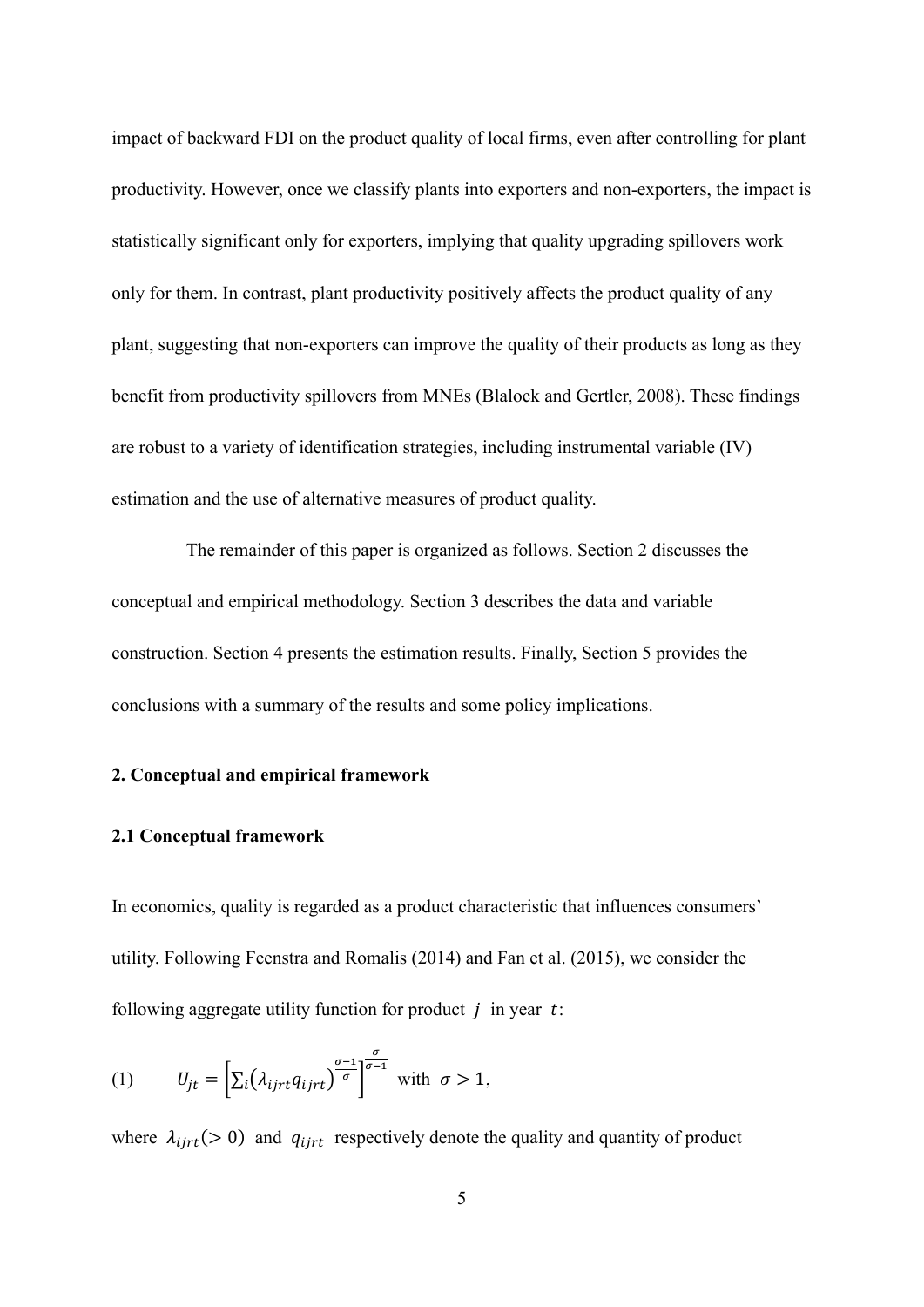impact of backward FDI on the product quality of local firms, even after controlling for plant productivity. However, once we classify plants into exporters and non-exporters, the impact is statistically significant only for exporters, implying that quality upgrading spillovers work only for them. In contrast, plant productivity positively affects the product quality of any plant, suggesting that non-exporters can improve the quality of their products as long as they benefit from productivity spillovers from MNEs (Blalock and Gertler, 2008). These findings are robust to a variety of identification strategies, including instrumental variable (IV) estimation and the use of alternative measures of product quality.

The remainder of this paper is organized as follows. Section 2 discusses the conceptual and empirical methodology. Section 3 describes the data and variable construction. Section 4 presents the estimation results. Finally, Section 5 provides the conclusions with a summary of the results and some policy implications.

## 2. Conceptual and empirical framework

### 2.1 Conceptual framework

In economics, quality is regarded as a product characteristic that influences consumers' utility. Following Feenstra and Romalis (2014) and Fan et al. (2015), we consider the following aggregate utility function for product $j$ in year $t$:

$$(1) \qquad U_{jt} = \left[\sum_i \left(\lambda_{ijrt} q_{ijrt}\right)^{\frac{\sigma-1}{\sigma}}\right]^{\frac{\sigma}{\sigma-1}} \text{ with } \sigma > 1,$$

where $\lambda_{ijrt} (> 0)$ and $q_{ijrt}$ respectively denote the quality and quantity of product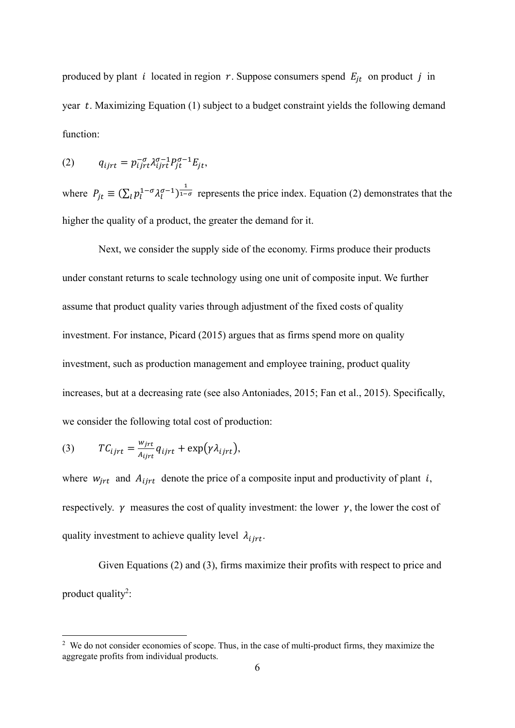produced by plant $i$ located in region $r$. Suppose consumers spend $E_{jt}$ on product $j$ in year $t$. Maximizing Equation (1) subject to a budget constraint yields the following demand function:

$$(2) \qquad q_{ijrt} = p_{ijrt}^{-\sigma} \lambda_{ijrt}^{\sigma-1} P_{jt}^{\sigma-1} E_{jt},$$

where $P_{jt} \equiv (\sum_l p_l^{1-\sigma} \lambda_l^{\sigma-1})^{\frac{1}{1-\sigma}}$ represents the price index. Equation (2) demonstrates that the higher the quality of a product, the greater the demand for it.

Next, we consider the supply side of the economy. Firms produce their products under constant returns to scale technology using one unit of composite input. We further assume that product quality varies through adjustment of the fixed costs of quality investment. For instance, Picard (2015) argues that as firms spend more on quality investment, such as production management and employee training, product quality increases, but at a decreasing rate (see also Antoniades, 2015; Fan et al., 2015). Specifically, we consider the following total cost of production:

$$(3) \qquad TC_{ijrt} = \frac{w_{jrt}}{A_{ijrt}} q_{ijrt} + \exp(\gamma \lambda_{ijrt}),$$

where $w_{jrt}$ and $A_{ijrt}$ denote the price of a composite input and productivity of plant $i$, respectively. $\gamma$ measures the cost of quality investment: the lower $\gamma$, the lower the cost of quality investment to achieve quality level $\lambda_{ijrt}$.

Given Equations (2) and (3), firms maximize their profits with respect to price and product quality[2]:

---

[2] We do not consider economies of scope. Thus, in the case of multi-product firms, they maximize the aggregate profits from individual products.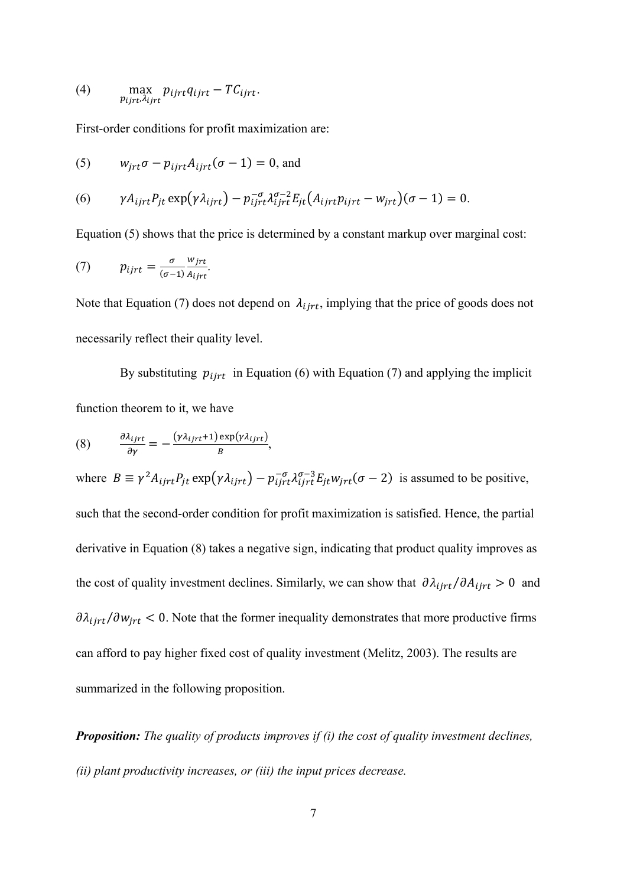$$(4) \qquad \max_{p_{ijrt}, \lambda_{ijrt}} p_{ijrt} q_{ijrt} - TC_{ijrt}.$$

First-order conditions for profit maximization are:

$$(5) \qquad w_{jrt}\sigma - p_{ijrt} A_{ijrt}(\sigma - 1) = 0, \text{ and}$$

$$(6) \qquad \gamma A_{ijrt} P_{jt} \exp(\gamma \lambda_{ijrt}) - p_{ijrt}^{-\sigma} \lambda_{ijrt}^{\sigma-2} E_{jt} (A_{ijrt} p_{ijrt} - w_{jrt})(\sigma - 1) = 0.$$

Equation (5) shows that the price is determined by a constant markup over marginal cost:

$$(7) \qquad p_{ijrt} = \frac{\sigma}{(\sigma-1)} \frac{w_{jrt}}{A_{ijrt}}.$$

Note that Equation (7) does not depend on $\lambda_{ijrt}$, implying that the price of goods does not necessarily reflect their quality level.

By substituting $p_{ijrt}$ in Equation (6) with Equation (7) and applying the implicit function theorem to it, we have

$$(8) \qquad \frac{\partial \lambda_{ijrt}}{\partial \gamma} = -\frac{(\gamma \lambda_{ijrt} + 1) \exp(\gamma \lambda_{ijrt})}{B},$$

where $B \equiv \gamma^2 A_{ijrt} P_{jt} \exp(\gamma \lambda_{ijrt}) - p_{ijrt}^{-\sigma} \lambda_{ijrt}^{\sigma-3} E_{jt} w_{jrt}(\sigma - 2)$ is assumed to be positive, such that the second-order condition for profit maximization is satisfied. Hence, the partial derivative in Equation (8) takes a negative sign, indicating that product quality improves as the cost of quality investment declines. Similarly, we can show that $\partial \lambda_{ijrt} / \partial A_{ijrt} > 0$ and $\partial \lambda_{ijrt} / \partial w_{jrt} < 0$. Note that the former inequality demonstrates that more productive firms can afford to pay higher fixed cost of quality investment (Melitz, 2003). The results are summarized in the following proposition.

***Proposition:*** *The quality of products improves if (i) the cost of quality investment declines, (ii) plant productivity increases, or (iii) the input prices decrease.*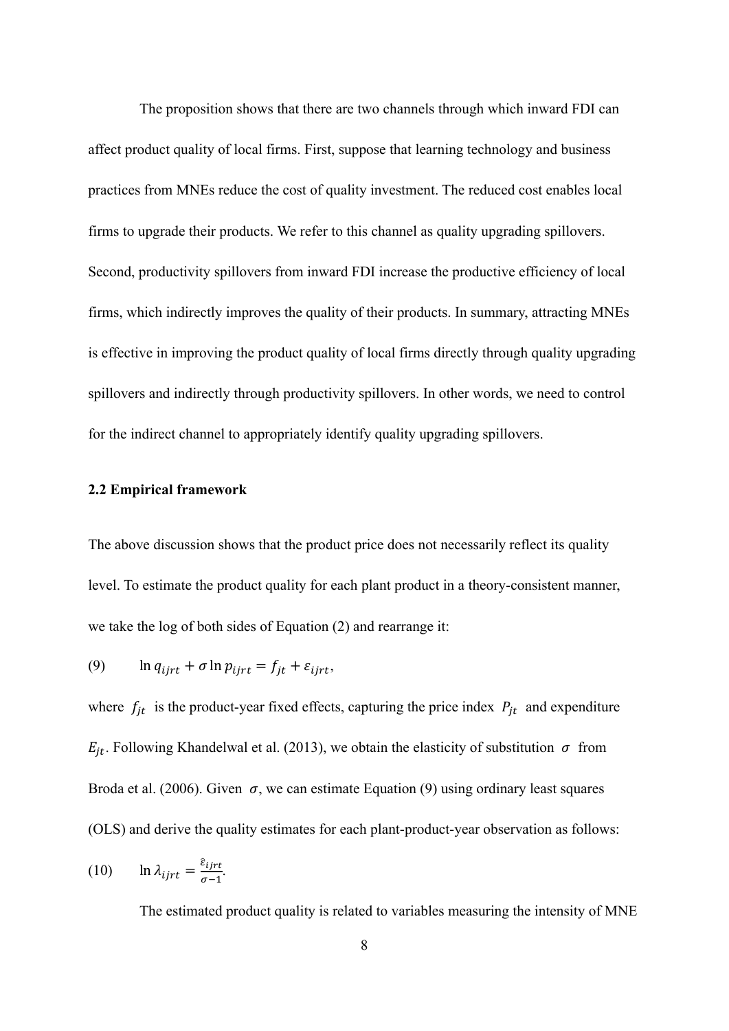The proposition shows that there are two channels through which inward FDI can affect product quality of local firms. First, suppose that learning technology and business practices from MNEs reduce the cost of quality investment. The reduced cost enables local firms to upgrade their products. We refer to this channel as quality upgrading spillovers. Second, productivity spillovers from inward FDI increase the productive efficiency of local firms, which indirectly improves the quality of their products. In summary, attracting MNEs is effective in improving the product quality of local firms directly through quality upgrading spillovers and indirectly through productivity spillovers. In other words, we need to control for the indirect channel to appropriately identify quality upgrading spillovers.

### 2.2 Empirical framework

The above discussion shows that the product price does not necessarily reflect its quality level. To estimate the product quality for each plant product in a theory-consistent manner, we take the log of both sides of Equation (2) and rearrange it:

$$\text{(9)} \qquad \ln q_{ijrt} + \sigma \ln p_{ijrt} = f_{jt} + \varepsilon_{ijrt},$$

where $f_{jt}$ is the product-year fixed effects, capturing the price index $P_{jt}$ and expenditure $E_{jt}$. Following Khandelwal et al. (2013), we obtain the elasticity of substitution $\sigma$ from Broda et al. (2006). Given $\sigma$, we can estimate Equation (9) using ordinary least squares (OLS) and derive the quality estimates for each plant-product-year observation as follows:

$$\text{(10)} \qquad \ln \lambda_{ijrt} = \frac{\hat{\varepsilon}_{ijrt}}{\sigma - 1}.$$

The estimated product quality is related to variables measuring the intensity of MNE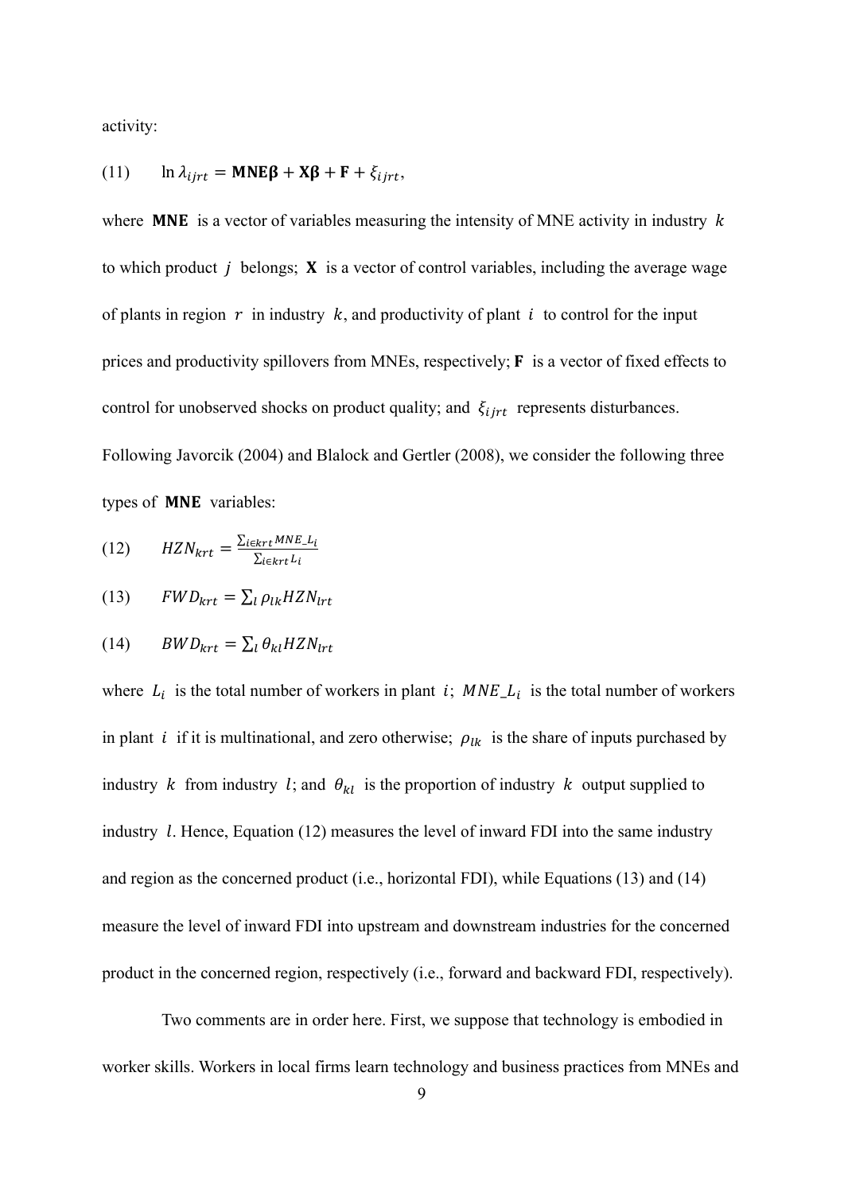activity:

(11) $$\ln \lambda_{ijrt} = \mathbf{MNE}\boldsymbol{\beta} + \mathbf{X}\boldsymbol{\beta} + \mathbf{F} + \xi_{ijrt},$$

where $\mathbf{MNE}$ is a vector of variables measuring the intensity of MNE activity in industry $k$ to which product $j$ belongs; $\mathbf{X}$ is a vector of control variables, including the average wage of plants in region $r$ in industry $k$, and productivity of plant $i$ to control for the input prices and productivity spillovers from MNEs, respectively; $\mathbf{F}$ is a vector of fixed effects to control for unobserved shocks on product quality; and $\xi_{ijrt}$ represents disturbances. Following Javorcik (2004) and Blalock and Gertler (2008), we consider the following three types of $\mathbf{MNE}$ variables:

(12) $$HZN_{krt} = \frac{\sum_{i \in krt} MNE\_L_i}{\sum_{i \in krt} L_i}$$

(13) $$FWD_{krt} = \sum_l \rho_{lk} HZN_{lrt}$$

(14) $$BWD_{krt} = \sum_l \theta_{kl} HZN_{lrt}$$

where $L_i$ is the total number of workers in plant $i$; $MNE\_L_i$ is the total number of workers in plant $i$ if it is multinational, and zero otherwise; $\rho_{lk}$ is the share of inputs purchased by industry $k$ from industry $l$; and $\theta_{kl}$ is the proportion of industry $k$ output supplied to industry $l$. Hence, Equation (12) measures the level of inward FDI into the same industry and region as the concerned product (i.e., horizontal FDI), while Equations (13) and (14) measure the level of inward FDI into upstream and downstream industries for the concerned product in the concerned region, respectively (i.e., forward and backward FDI, respectively).

Two comments are in order here. First, we suppose that technology is embodied in worker skills. Workers in local firms learn technology and business practices from MNEs and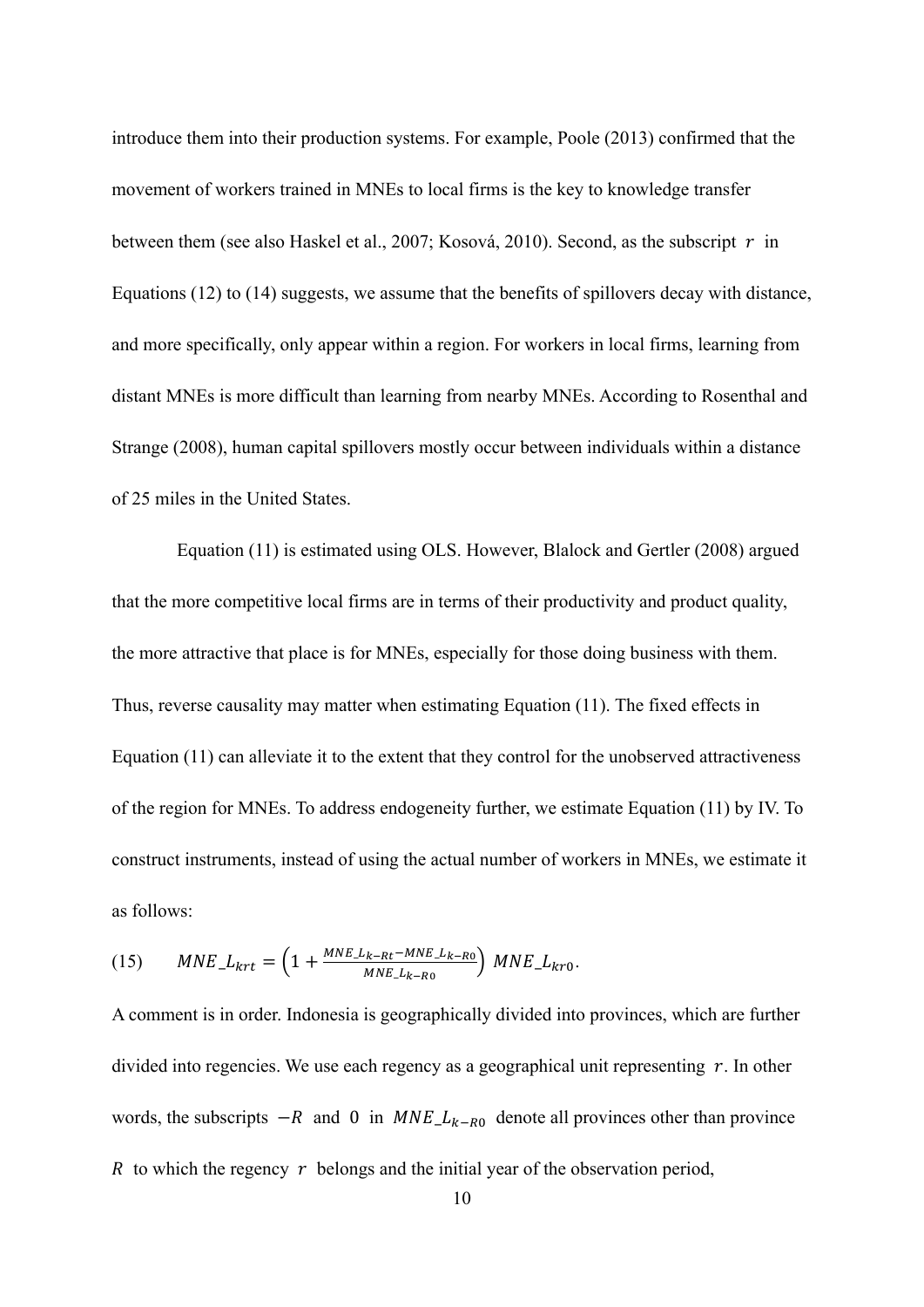introduce them into their production systems. For example, Poole (2013) confirmed that the movement of workers trained in MNEs to local firms is the key to knowledge transfer between them (see also Haskel et al., 2007; Kosová, 2010). Second, as the subscript $r$ in Equations (12) to (14) suggests, we assume that the benefits of spillovers decay with distance, and more specifically, only appear within a region. For workers in local firms, learning from distant MNEs is more difficult than learning from nearby MNEs. According to Rosenthal and Strange (2008), human capital spillovers mostly occur between individuals within a distance of 25 miles in the United States.

Equation (11) is estimated using OLS. However, Blalock and Gertler (2008) argued that the more competitive local firms are in terms of their productivity and product quality, the more attractive that place is for MNEs, especially for those doing business with them. Thus, reverse causality may matter when estimating Equation (11). The fixed effects in Equation (11) can alleviate it to the extent that they control for the unobserved attractiveness of the region for MNEs. To address endogeneity further, we estimate Equation (11) by IV. To construct instruments, instead of using the actual number of workers in MNEs, we estimate it as follows:

$$(15) \qquad MNE\_L_{krt} = \left(1 + \frac{MNE\_L_{k-Rt} - MNE\_L_{k-R0}}{MNE\_L_{k-R0}}\right) MNE\_L_{kr0}.$$

A comment is in order. Indonesia is geographically divided into provinces, which are further divided into regencies. We use each regency as a geographical unit representing $r$. In other words, the subscripts $-R$ and $0$ in $MNE\_L_{k-R0}$ denote all provinces other than province $R$ to which the regency $r$ belongs and the initial year of the observation period,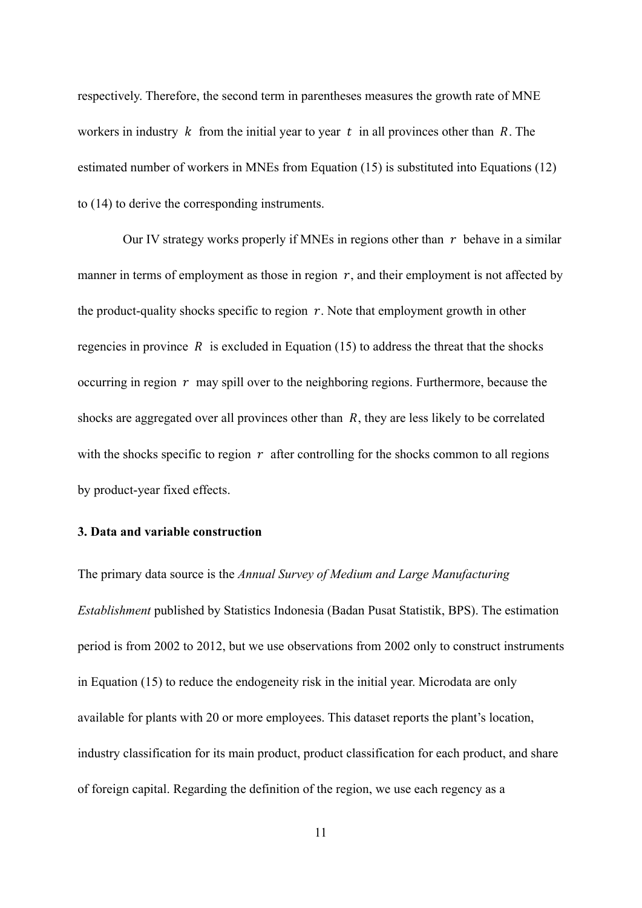respectively. Therefore, the second term in parentheses measures the growth rate of MNE workers in industry $k$ from the initial year to year $t$ in all provinces other than $R$. The estimated number of workers in MNEs from Equation (15) is substituted into Equations (12) to (14) to derive the corresponding instruments.

Our IV strategy works properly if MNEs in regions other than $r$ behave in a similar manner in terms of employment as those in region $r$, and their employment is not affected by the product-quality shocks specific to region $r$. Note that employment growth in other regencies in province $R$ is excluded in Equation (15) to address the threat that the shocks occurring in region $r$ may spill over to the neighboring regions. Furthermore, because the shocks are aggregated over all provinces other than $R$, they are less likely to be correlated with the shocks specific to region $r$ after controlling for the shocks common to all regions by product-year fixed effects.

### 3. Data and variable construction

The primary data source is the *Annual Survey of Medium and Large Manufacturing Establishment* published by Statistics Indonesia (Badan Pusat Statistik, BPS). The estimation period is from 2002 to 2012, but we use observations from 2002 only to construct instruments in Equation (15) to reduce the endogeneity risk in the initial year. Microdata are only available for plants with 20 or more employees. This dataset reports the plant's location, industry classification for its main product, product classification for each product, and share of foreign capital. Regarding the definition of the region, we use each regency as a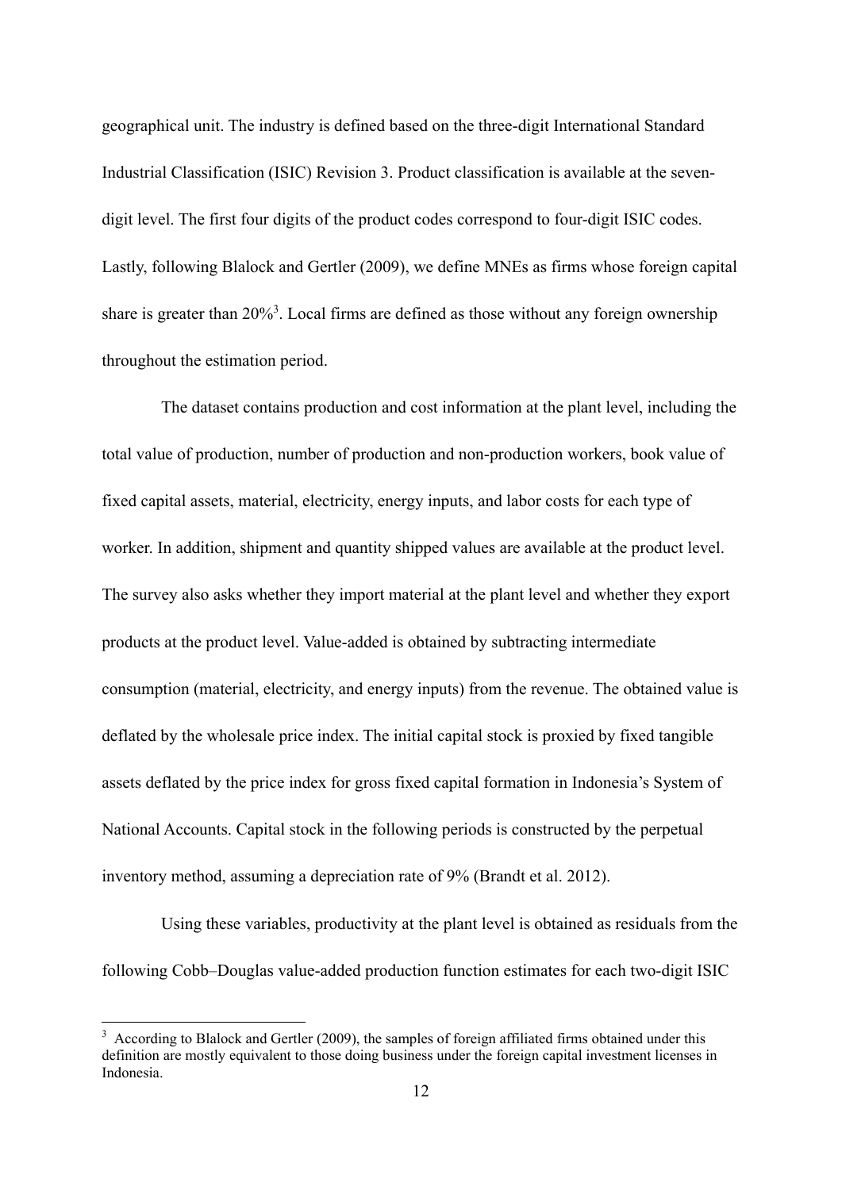geographical unit. The industry is defined based on the three-digit International Standard Industrial Classification (ISIC) Revision 3. Product classification is available at the seven-digit level. The first four digits of the product codes correspond to four-digit ISIC codes. Lastly, following Blalock and Gertler (2009), we define MNEs as firms whose foreign capital share is greater than 20%[3]. Local firms are defined as those without any foreign ownership throughout the estimation period.

The dataset contains production and cost information at the plant level, including the total value of production, number of production and non-production workers, book value of fixed capital assets, material, electricity, energy inputs, and labor costs for each type of worker. In addition, shipment and quantity shipped values are available at the product level. The survey also asks whether they import material at the plant level and whether they export products at the product level. Value-added is obtained by subtracting intermediate consumption (material, electricity, and energy inputs) from the revenue. The obtained value is deflated by the wholesale price index. The initial capital stock is proxied by fixed tangible assets deflated by the price index for gross fixed capital formation in Indonesia's System of National Accounts. Capital stock in the following periods is constructed by the perpetual inventory method, assuming a depreciation rate of 9% (Brandt et al. 2012).

Using these variables, productivity at the plant level is obtained as residuals from the following Cobb–Douglas value-added production function estimates for each two-digit ISIC

[3] According to Blalock and Gertler (2009), the samples of foreign affiliated firms obtained under this definition are mostly equivalent to those doing business under the foreign capital investment licenses in Indonesia.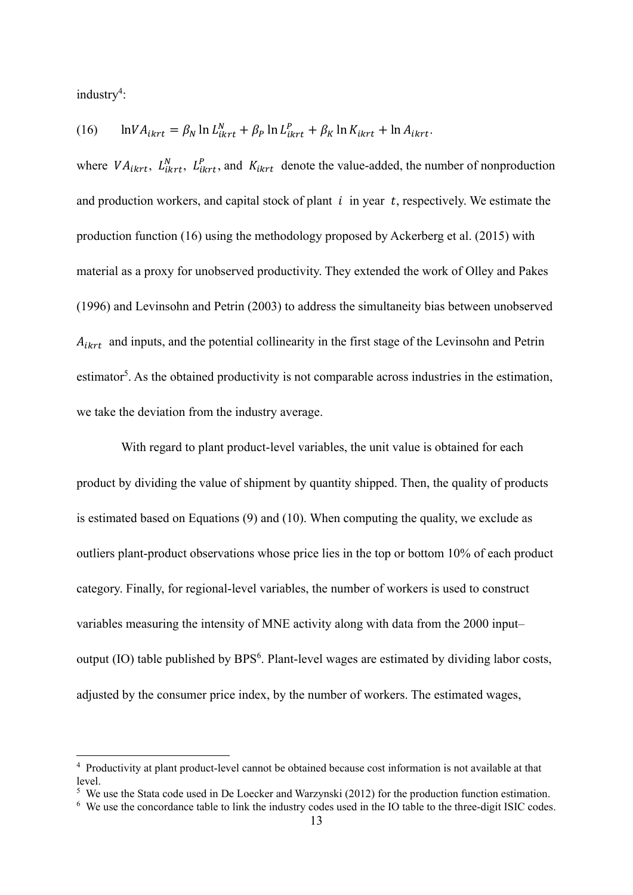industry[4]:

$$(16) \qquad \ln VA_{ikrt} = \beta_N \ln L^N_{ikrt} + \beta_P \ln L^P_{ikrt} + \beta_K \ln K_{ikrt} + \ln A_{ikrt}.$$

where $VA_{ikrt}$, $L^N_{ikrt}$, $L^P_{ikrt}$, and $K_{ikrt}$ denote the value-added, the number of nonproduction and production workers, and capital stock of plant $i$ in year $t$, respectively. We estimate the production function (16) using the methodology proposed by Ackerberg et al. (2015) with material as a proxy for unobserved productivity. They extended the work of Olley and Pakes (1996) and Levinsohn and Petrin (2003) to address the simultaneity bias between unobserved $A_{ikrt}$ and inputs, and the potential collinearity in the first stage of the Levinsohn and Petrin estimator[5]. As the obtained productivity is not comparable across industries in the estimation, we take the deviation from the industry average.

With regard to plant product-level variables, the unit value is obtained for each product by dividing the value of shipment by quantity shipped. Then, the quality of products is estimated based on Equations (9) and (10). When computing the quality, we exclude as outliers plant-product observations whose price lies in the top or bottom 10% of each product category. Finally, for regional-level variables, the number of workers is used to construct variables measuring the intensity of MNE activity along with data from the 2000 input–output (IO) table published by BPS[6]. Plant-level wages are estimated by dividing labor costs, adjusted by the consumer price index, by the number of workers. The estimated wages,

---

[4] Productivity at plant product-level cannot be obtained because cost information is not available at that level.

[5] We use the Stata code used in De Loecker and Warzynski (2012) for the production function estimation.

[6] We use the concordance table to link the industry codes used in the IO table to the three-digit ISIC codes.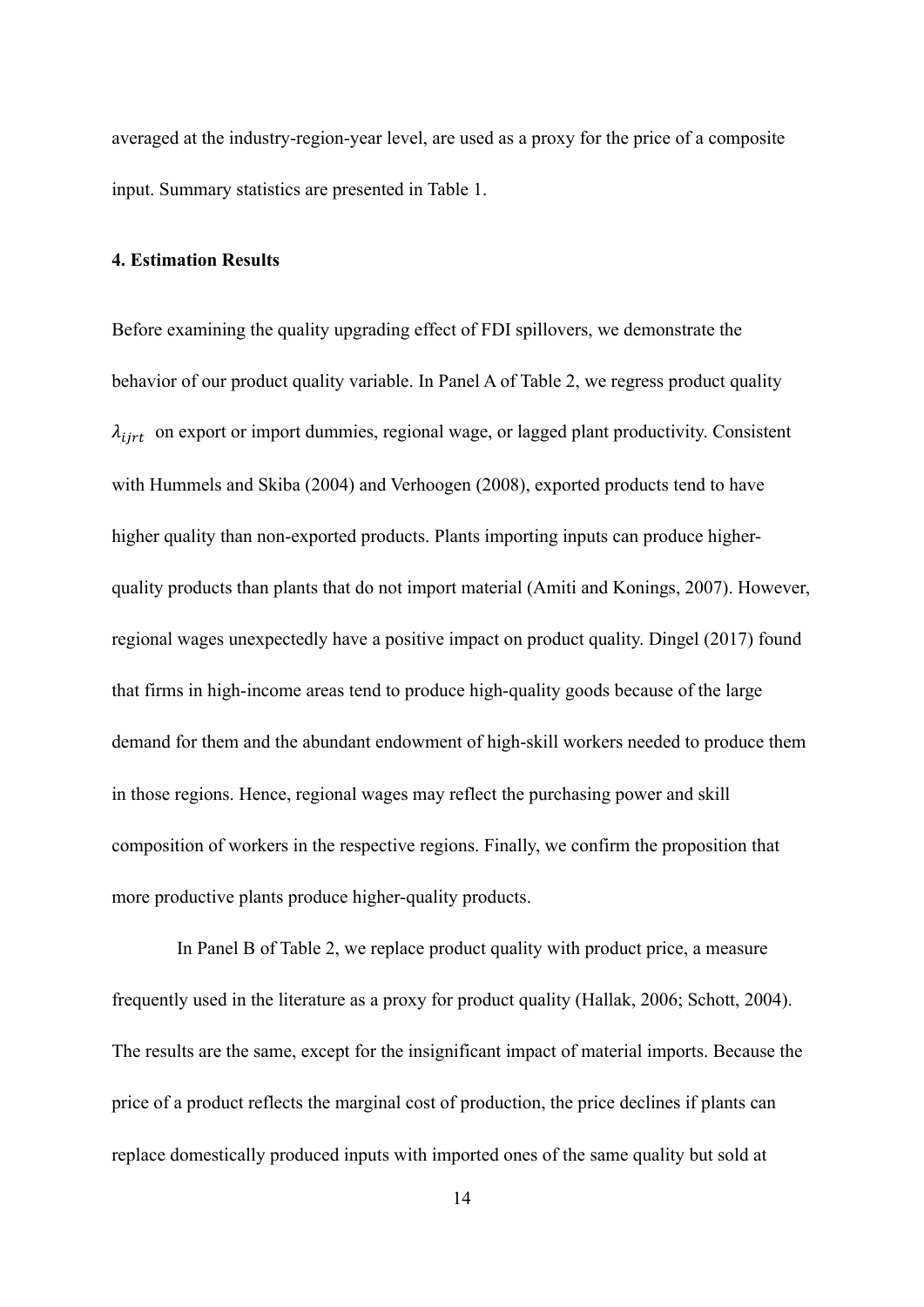averaged at the industry-region-year level, are used as a proxy for the price of a composite input. Summary statistics are presented in Table 1.

## 4. Estimation Results

Before examining the quality upgrading effect of FDI spillovers, we demonstrate the behavior of our product quality variable. In Panel A of Table 2, we regress product quality $\lambda_{ijrt}$ on export or import dummies, regional wage, or lagged plant productivity. Consistent with Hummels and Skiba (2004) and Verhoogen (2008), exported products tend to have higher quality than non-exported products. Plants importing inputs can produce higher-quality products than plants that do not import material (Amiti and Konings, 2007). However, regional wages unexpectedly have a positive impact on product quality. Dingel (2017) found that firms in high-income areas tend to produce high-quality goods because of the large demand for them and the abundant endowment of high-skill workers needed to produce them in those regions. Hence, regional wages may reflect the purchasing power and skill composition of workers in the respective regions. Finally, we confirm the proposition that more productive plants produce higher-quality products.

In Panel B of Table 2, we replace product quality with product price, a measure frequently used in the literature as a proxy for product quality (Hallak, 2006; Schott, 2004). The results are the same, except for the insignificant impact of material imports. Because the price of a product reflects the marginal cost of production, the price declines if plants can replace domestically produced inputs with imported ones of the same quality but sold at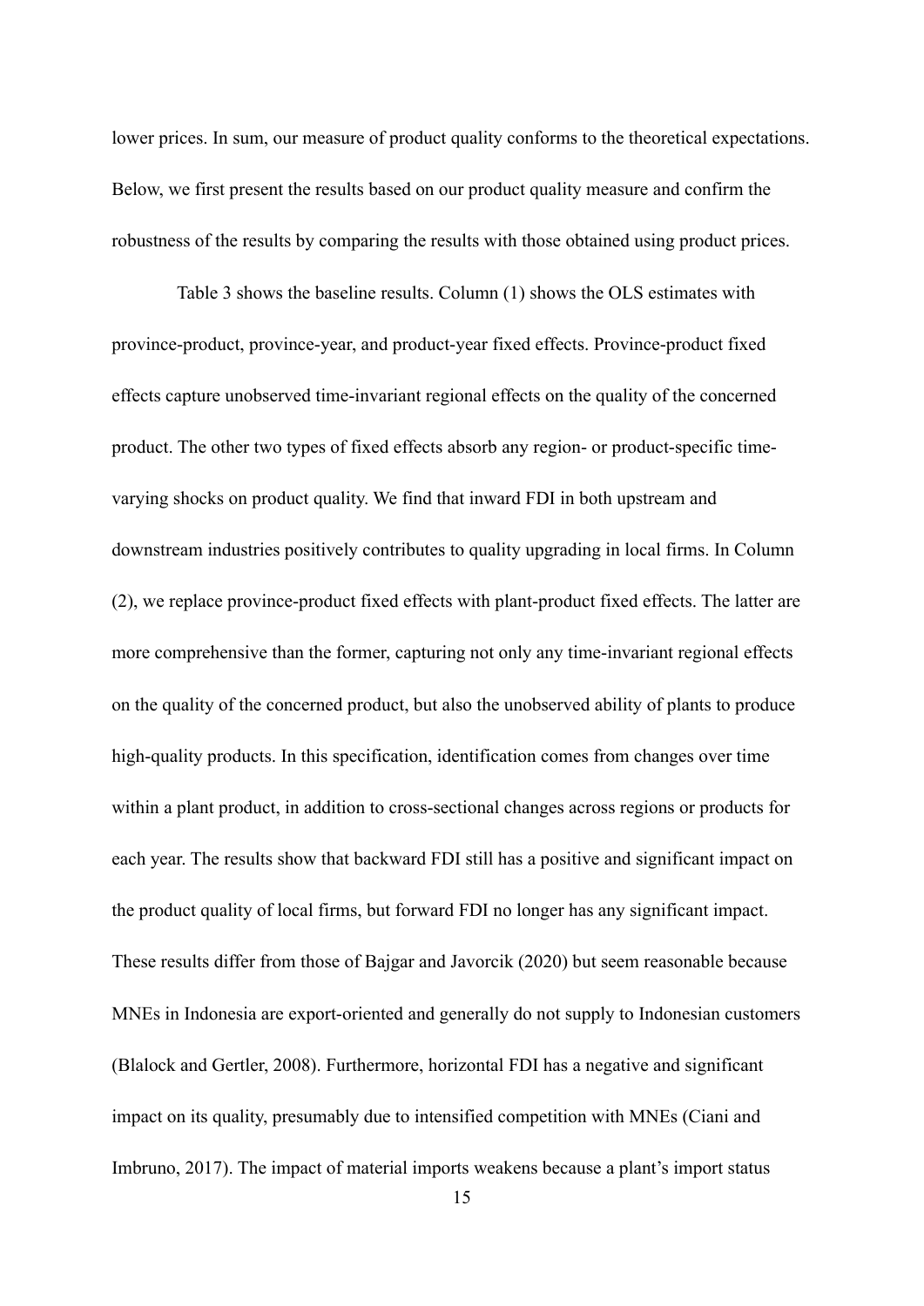lower prices. In sum, our measure of product quality conforms to the theoretical expectations. Below, we first present the results based on our product quality measure and confirm the robustness of the results by comparing the results with those obtained using product prices.

Table 3 shows the baseline results. Column (1) shows the OLS estimates with province-product, province-year, and product-year fixed effects. Province-product fixed effects capture unobserved time-invariant regional effects on the quality of the concerned product. The other two types of fixed effects absorb any region- or product-specific time-varying shocks on product quality. We find that inward FDI in both upstream and downstream industries positively contributes to quality upgrading in local firms. In Column (2), we replace province-product fixed effects with plant-product fixed effects. The latter are more comprehensive than the former, capturing not only any time-invariant regional effects on the quality of the concerned product, but also the unobserved ability of plants to produce high-quality products. In this specification, identification comes from changes over time within a plant product, in addition to cross-sectional changes across regions or products for each year. The results show that backward FDI still has a positive and significant impact on the product quality of local firms, but forward FDI no longer has any significant impact. These results differ from those of Bajgar and Javorcik (2020) but seem reasonable because MNEs in Indonesia are export-oriented and generally do not supply to Indonesian customers (Blalock and Gertler, 2008). Furthermore, horizontal FDI has a negative and significant impact on its quality, presumably due to intensified competition with MNEs (Ciani and Imbruno, 2017). The impact of material imports weakens because a plant's import status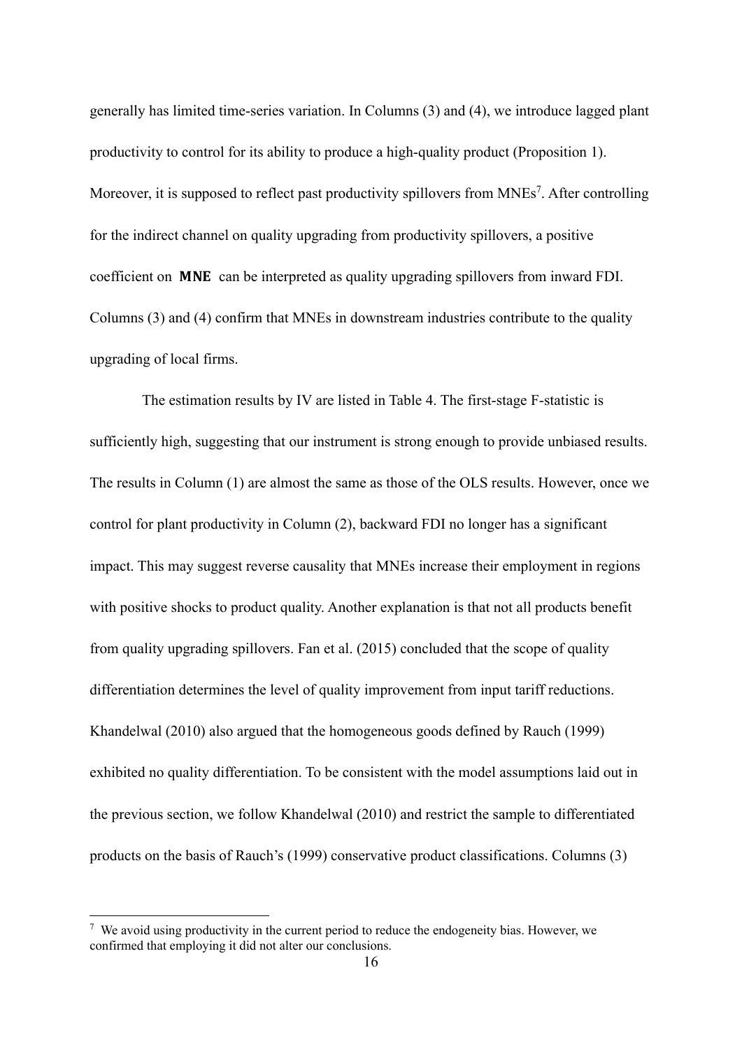generally has limited time-series variation. In Columns (3) and (4), we introduce lagged plant productivity to control for its ability to produce a high-quality product (Proposition 1). Moreover, it is supposed to reflect past productivity spillovers from MNEs[7]. After controlling for the indirect channel on quality upgrading from productivity spillovers, a positive coefficient on **MNE** can be interpreted as quality upgrading spillovers from inward FDI. Columns (3) and (4) confirm that MNEs in downstream industries contribute to the quality upgrading of local firms.

The estimation results by IV are listed in Table 4. The first-stage F-statistic is sufficiently high, suggesting that our instrument is strong enough to provide unbiased results. The results in Column (1) are almost the same as those of the OLS results. However, once we control for plant productivity in Column (2), backward FDI no longer has a significant impact. This may suggest reverse causality that MNEs increase their employment in regions with positive shocks to product quality. Another explanation is that not all products benefit from quality upgrading spillovers. Fan et al. (2015) concluded that the scope of quality differentiation determines the level of quality improvement from input tariff reductions. Khandelwal (2010) also argued that the homogeneous goods defined by Rauch (1999) exhibited no quality differentiation. To be consistent with the model assumptions laid out in the previous section, we follow Khandelwal (2010) and restrict the sample to differentiated products on the basis of Rauch's (1999) conservative product classifications. Columns (3)

[7] We avoid using productivity in the current period to reduce the endogeneity bias. However, we confirmed that employing it did not alter our conclusions.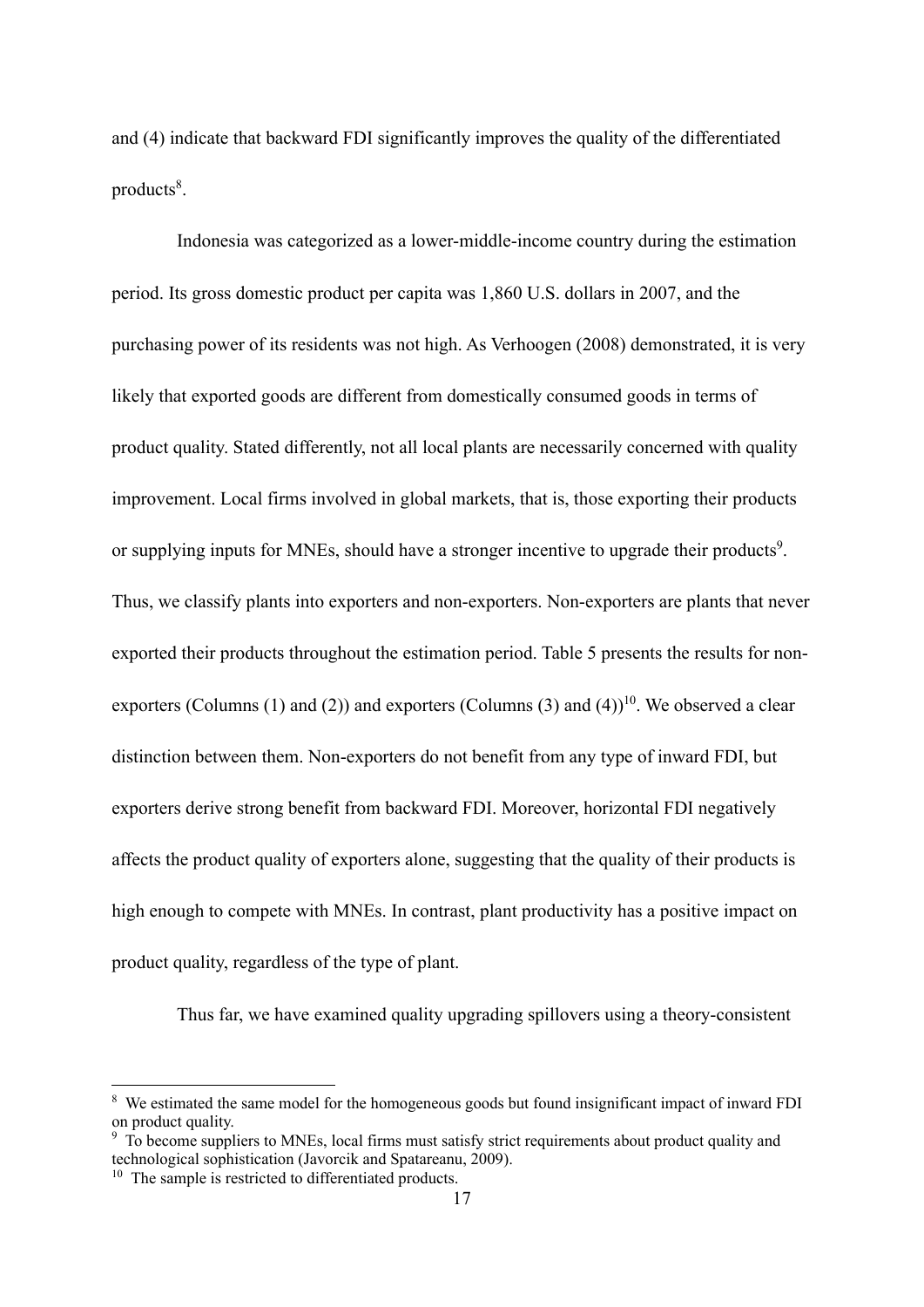and (4) indicate that backward FDI significantly improves the quality of the differentiated products[8].

Indonesia was categorized as a lower-middle-income country during the estimation period. Its gross domestic product per capita was 1,860 U.S. dollars in 2007, and the purchasing power of its residents was not high. As Verhoogen (2008) demonstrated, it is very likely that exported goods are different from domestically consumed goods in terms of product quality. Stated differently, not all local plants are necessarily concerned with quality improvement. Local firms involved in global markets, that is, those exporting their products or supplying inputs for MNEs, should have a stronger incentive to upgrade their products[9]. Thus, we classify plants into exporters and non-exporters. Non-exporters are plants that never exported their products throughout the estimation period. Table 5 presents the results for non-exporters (Columns (1) and (2)) and exporters (Columns (3) and (4))[10]. We observed a clear distinction between them. Non-exporters do not benefit from any type of inward FDI, but exporters derive strong benefit from backward FDI. Moreover, horizontal FDI negatively affects the product quality of exporters alone, suggesting that the quality of their products is high enough to compete with MNEs. In contrast, plant productivity has a positive impact on product quality, regardless of the type of plant.

Thus far, we have examined quality upgrading spillovers using a theory-consistent

---

[8] We estimated the same model for the homogeneous goods but found insignificant impact of inward FDI on product quality.

[9] To become suppliers to MNEs, local firms must satisfy strict requirements about product quality and technological sophistication (Javorcik and Spatareanu, 2009).

[10] The sample is restricted to differentiated products.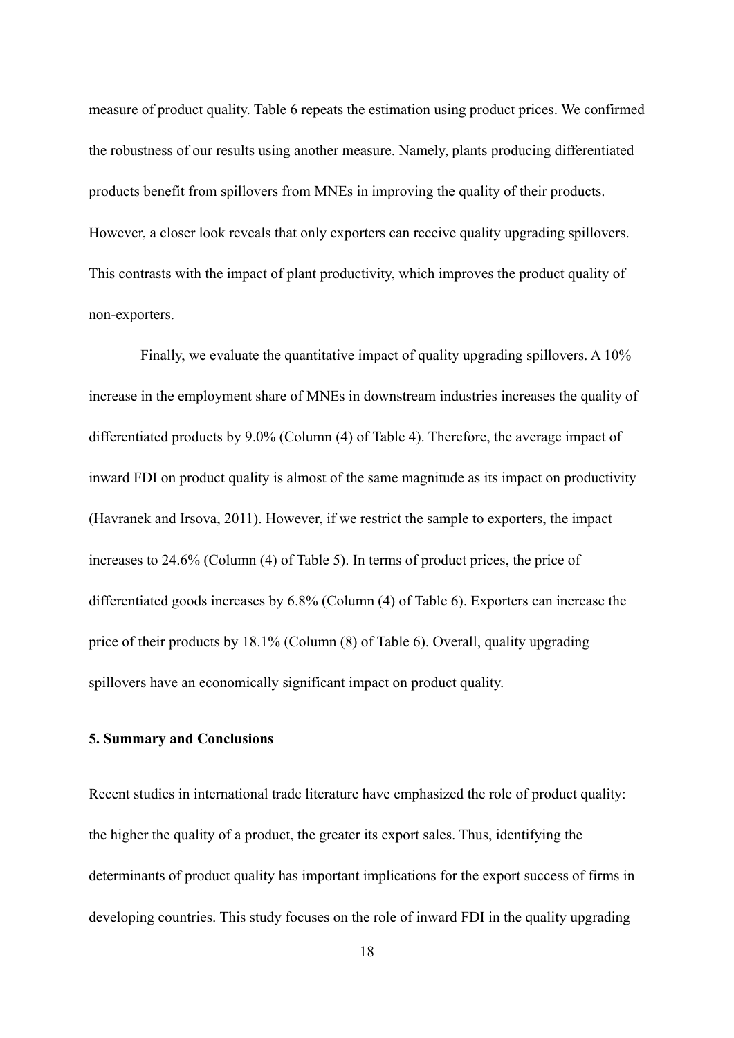measure of product quality. Table 6 repeats the estimation using product prices. We confirmed the robustness of our results using another measure. Namely, plants producing differentiated products benefit from spillovers from MNEs in improving the quality of their products. However, a closer look reveals that only exporters can receive quality upgrading spillovers. This contrasts with the impact of plant productivity, which improves the product quality of non-exporters.

Finally, we evaluate the quantitative impact of quality upgrading spillovers. A 10% increase in the employment share of MNEs in downstream industries increases the quality of differentiated products by 9.0% (Column (4) of Table 4). Therefore, the average impact of inward FDI on product quality is almost of the same magnitude as its impact on productivity (Havranek and Irsova, 2011). However, if we restrict the sample to exporters, the impact increases to 24.6% (Column (4) of Table 5). In terms of product prices, the price of differentiated goods increases by 6.8% (Column (4) of Table 6). Exporters can increase the price of their products by 18.1% (Column (8) of Table 6). Overall, quality upgrading spillovers have an economically significant impact on product quality.

## 5. Summary and Conclusions

Recent studies in international trade literature have emphasized the role of product quality: the higher the quality of a product, the greater its export sales. Thus, identifying the determinants of product quality has important implications for the export success of firms in developing countries. This study focuses on the role of inward FDI in the quality upgrading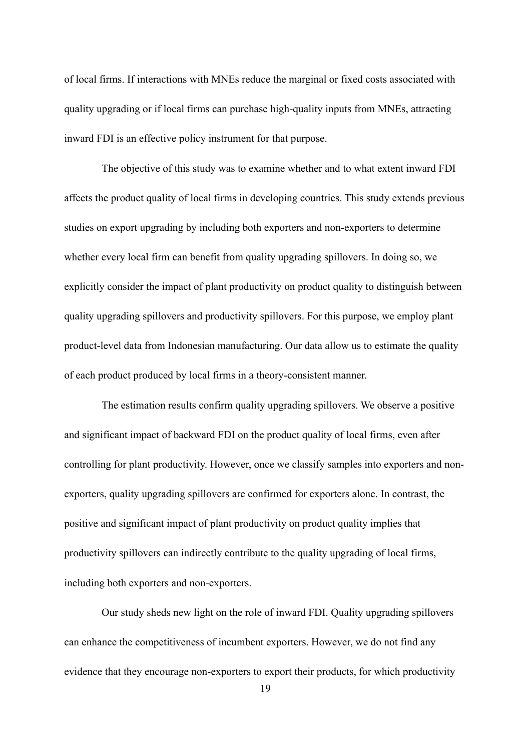of local firms. If interactions with MNEs reduce the marginal or fixed costs associated with quality upgrading or if local firms can purchase high-quality inputs from MNEs, attracting inward FDI is an effective policy instrument for that purpose.

The objective of this study was to examine whether and to what extent inward FDI affects the product quality of local firms in developing countries. This study extends previous studies on export upgrading by including both exporters and non-exporters to determine whether every local firm can benefit from quality upgrading spillovers. In doing so, we explicitly consider the impact of plant productivity on product quality to distinguish between quality upgrading spillovers and productivity spillovers. For this purpose, we employ plant product-level data from Indonesian manufacturing. Our data allow us to estimate the quality of each product produced by local firms in a theory-consistent manner.

The estimation results confirm quality upgrading spillovers. We observe a positive and significant impact of backward FDI on the product quality of local firms, even after controlling for plant productivity. However, once we classify samples into exporters and non-exporters, quality upgrading spillovers are confirmed for exporters alone. In contrast, the positive and significant impact of plant productivity on product quality implies that productivity spillovers can indirectly contribute to the quality upgrading of local firms, including both exporters and non-exporters.

Our study sheds new light on the role of inward FDI. Quality upgrading spillovers can enhance the competitiveness of incumbent exporters. However, we do not find any evidence that they encourage non-exporters to export their products, for which productivity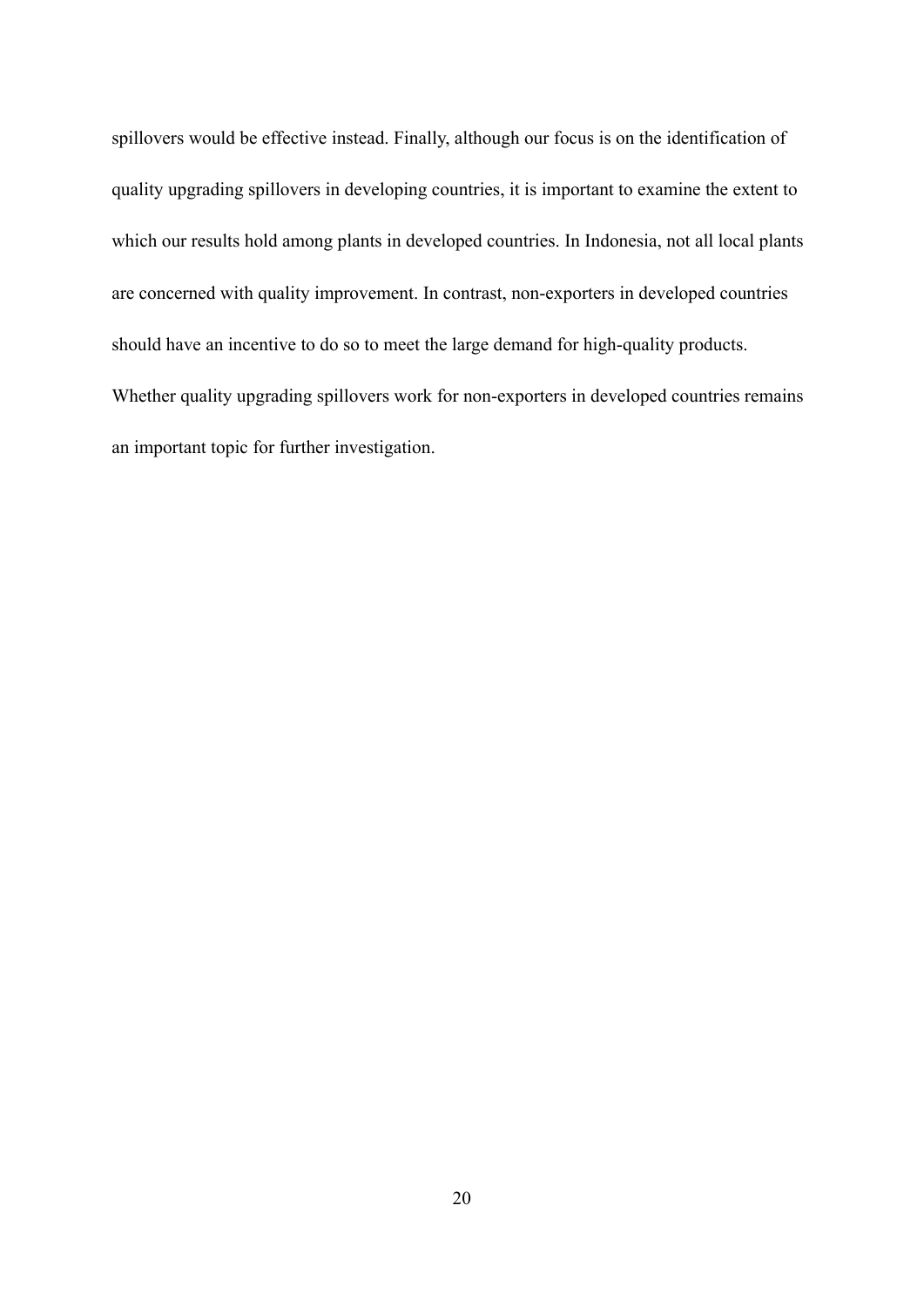spillovers would be effective instead. Finally, although our focus is on the identification of quality upgrading spillovers in developing countries, it is important to examine the extent to which our results hold among plants in developed countries. In Indonesia, not all local plants are concerned with quality improvement. In contrast, non-exporters in developed countries should have an incentive to do so to meet the large demand for high-quality products. Whether quality upgrading spillovers work for non-exporters in developed countries remains an important topic for further investigation.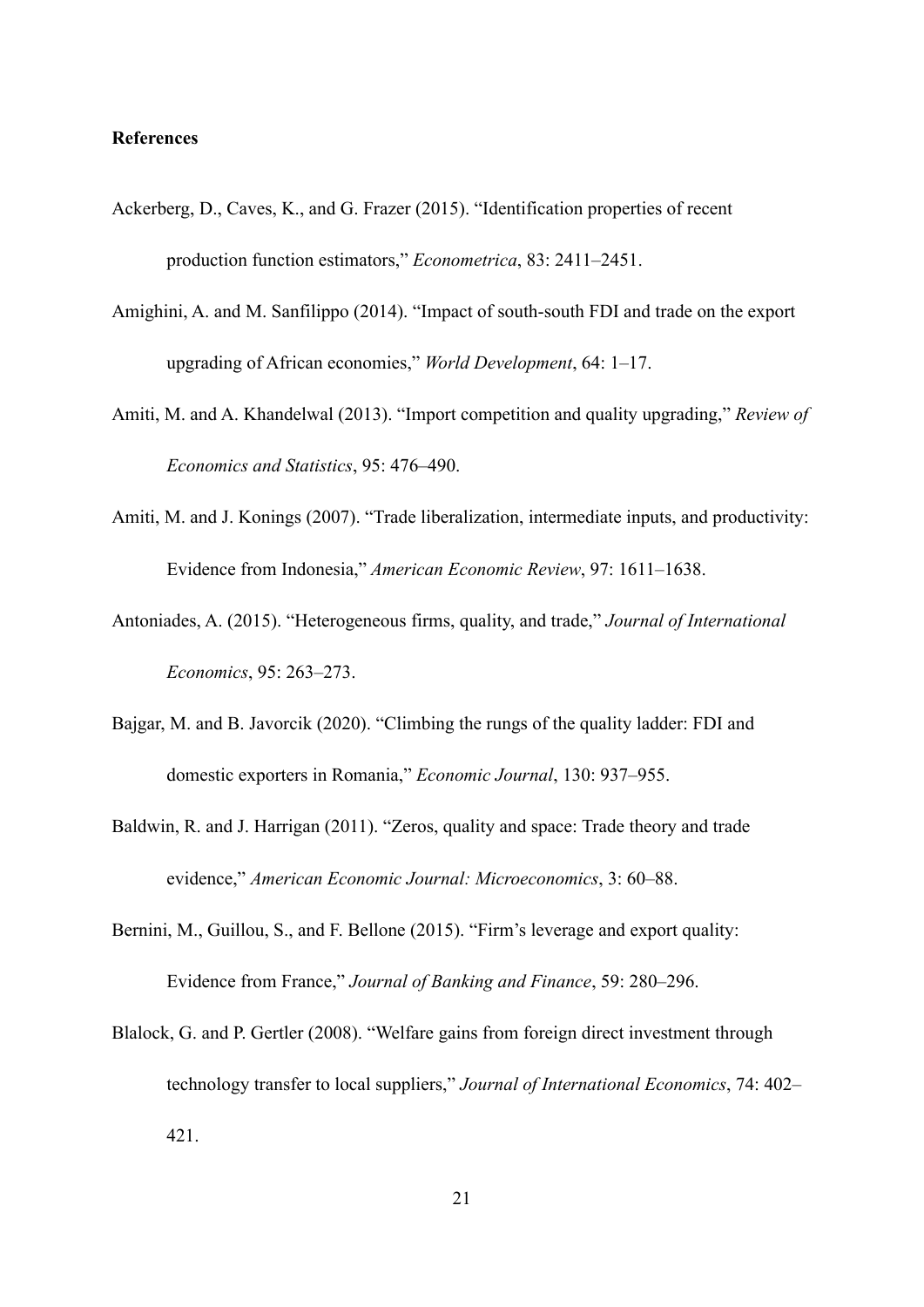**References**

Ackerberg, D., Caves, K., and G. Frazer (2015). "Identification properties of recent production function estimators," *Econometrica*, 83: 2411–2451.

Amighini, A. and M. Sanfilippo (2014). "Impact of south-south FDI and trade on the export upgrading of African economies," *World Development*, 64: 1–17.

Amiti, M. and A. Khandelwal (2013). "Import competition and quality upgrading," *Review of Economics and Statistics*, 95: 476–490.

Amiti, M. and J. Konings (2007). "Trade liberalization, intermediate inputs, and productivity: Evidence from Indonesia," *American Economic Review*, 97: 1611–1638.

Antoniades, A. (2015). "Heterogeneous firms, quality, and trade," *Journal of International Economics*, 95: 263–273.

Bajgar, M. and B. Javorcik (2020). "Climbing the rungs of the quality ladder: FDI and domestic exporters in Romania," *Economic Journal*, 130: 937–955.

Baldwin, R. and J. Harrigan (2011). "Zeros, quality and space: Trade theory and trade evidence," *American Economic Journal: Microeconomics*, 3: 60–88.

Bernini, M., Guillou, S., and F. Bellone (2015). "Firm's leverage and export quality: Evidence from France," *Journal of Banking and Finance*, 59: 280–296.

Blalock, G. and P. Gertler (2008). "Welfare gains from foreign direct investment through technology transfer to local suppliers," *Journal of International Economics*, 74: 402–421.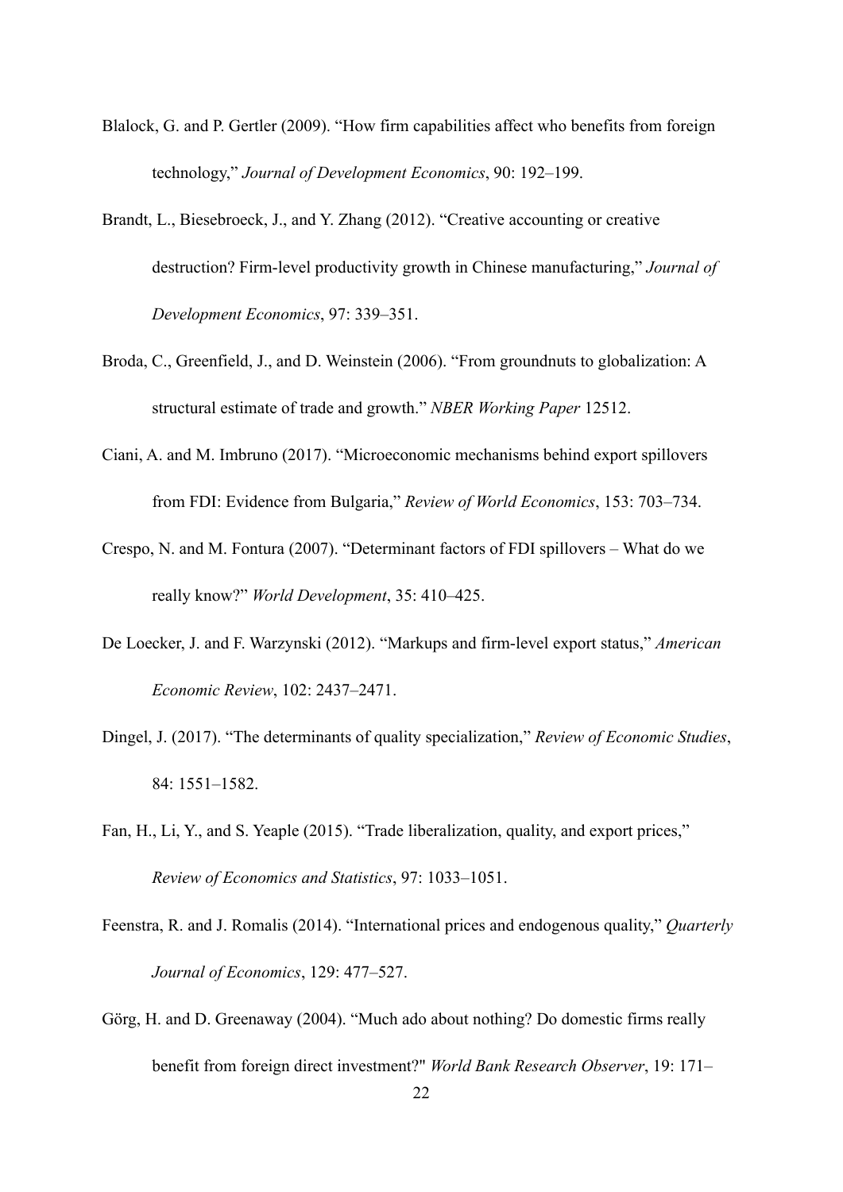Blalock, G. and P. Gertler (2009). "How firm capabilities affect who benefits from foreign technology," *Journal of Development Economics*, 90: 192–199.

Brandt, L., Biesebroeck, J., and Y. Zhang (2012). "Creative accounting or creative destruction? Firm-level productivity growth in Chinese manufacturing," *Journal of Development Economics*, 97: 339–351.

Broda, C., Greenfield, J., and D. Weinstein (2006). "From groundnuts to globalization: A structural estimate of trade and growth." *NBER Working Paper* 12512.

Ciani, A. and M. Imbruno (2017). "Microeconomic mechanisms behind export spillovers from FDI: Evidence from Bulgaria," *Review of World Economics*, 153: 703–734.

Crespo, N. and M. Fontura (2007). "Determinant factors of FDI spillovers – What do we really know?" *World Development*, 35: 410–425.

De Loecker, J. and F. Warzynski (2012). "Markups and firm-level export status," *American Economic Review*, 102: 2437–2471.

Dingel, J. (2017). "The determinants of quality specialization," *Review of Economic Studies*, 84: 1551–1582.

Fan, H., Li, Y., and S. Yeaple (2015). "Trade liberalization, quality, and export prices," *Review of Economics and Statistics*, 97: 1033–1051.

Feenstra, R. and J. Romalis (2014). "International prices and endogenous quality," *Quarterly Journal of Economics*, 129: 477–527.

Görg, H. and D. Greenaway (2004). "Much ado about nothing? Do domestic firms really benefit from foreign direct investment?" *World Bank Research Observer*, 19: 171–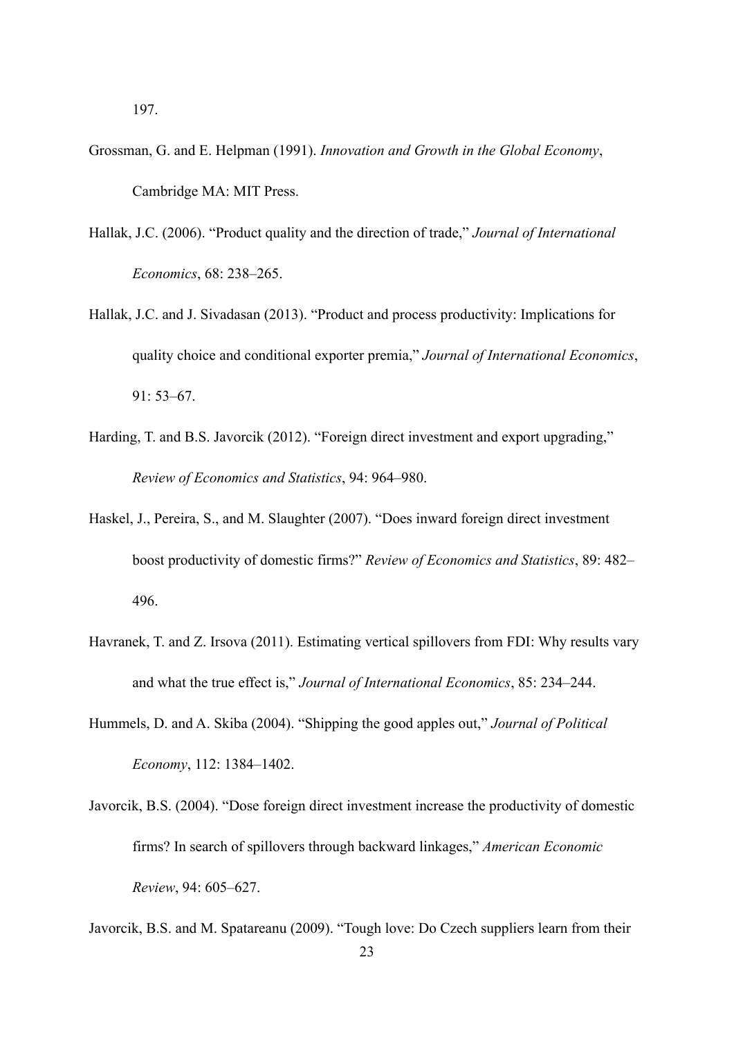197.

Grossman, G. and E. Helpman (1991). *Innovation and Growth in the Global Economy*, Cambridge MA: MIT Press.

Hallak, J.C. (2006). "Product quality and the direction of trade," *Journal of International Economics*, 68: 238–265.

Hallak, J.C. and J. Sivadasan (2013). "Product and process productivity: Implications for quality choice and conditional exporter premia," *Journal of International Economics*, 91: 53–67.

Harding, T. and B.S. Javorcik (2012). "Foreign direct investment and export upgrading," *Review of Economics and Statistics*, 94: 964–980.

Haskel, J., Pereira, S., and M. Slaughter (2007). "Does inward foreign direct investment boost productivity of domestic firms?" *Review of Economics and Statistics*, 89: 482–496.

Havranek, T. and Z. Irsova (2011). Estimating vertical spillovers from FDI: Why results vary and what the true effect is," *Journal of International Economics*, 85: 234–244.

Hummels, D. and A. Skiba (2004). "Shipping the good apples out," *Journal of Political Economy*, 112: 1384–1402.

Javorcik, B.S. (2004). "Dose foreign direct investment increase the productivity of domestic firms? In search of spillovers through backward linkages," *American Economic Review*, 94: 605–627.

Javorcik, B.S. and M. Spatareanu (2009). "Tough love: Do Czech suppliers learn from their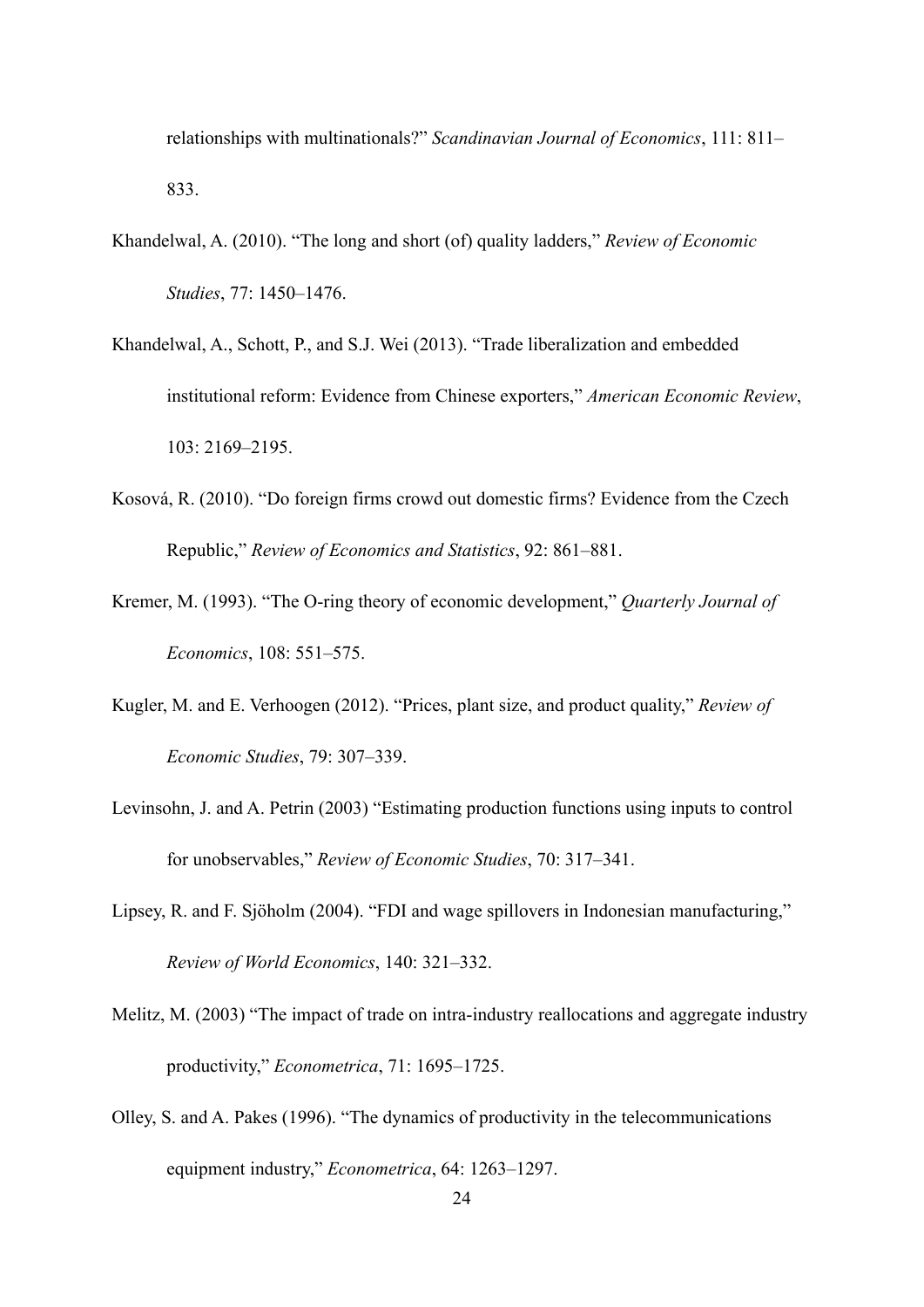relationships with multinationals?" *Scandinavian Journal of Economics*, 111: 811–833.

Khandelwal, A. (2010). "The long and short (of) quality ladders," *Review of Economic Studies*, 77: 1450–1476.

Khandelwal, A., Schott, P., and S.J. Wei (2013). "Trade liberalization and embedded institutional reform: Evidence from Chinese exporters," *American Economic Review*, 103: 2169–2195.

Kosová, R. (2010). "Do foreign firms crowd out domestic firms? Evidence from the Czech Republic," *Review of Economics and Statistics*, 92: 861–881.

Kremer, M. (1993). "The O-ring theory of economic development," *Quarterly Journal of Economics*, 108: 551–575.

Kugler, M. and E. Verhoogen (2012). "Prices, plant size, and product quality," *Review of Economic Studies*, 79: 307–339.

Levinsohn, J. and A. Petrin (2003) "Estimating production functions using inputs to control for unobservables," *Review of Economic Studies*, 70: 317–341.

Lipsey, R. and F. Sjöholm (2004). "FDI and wage spillovers in Indonesian manufacturing," *Review of World Economics*, 140: 321–332.

Melitz, M. (2003) "The impact of trade on intra-industry reallocations and aggregate industry productivity," *Econometrica*, 71: 1695–1725.

Olley, S. and A. Pakes (1996). "The dynamics of productivity in the telecommunications equipment industry," *Econometrica*, 64: 1263–1297.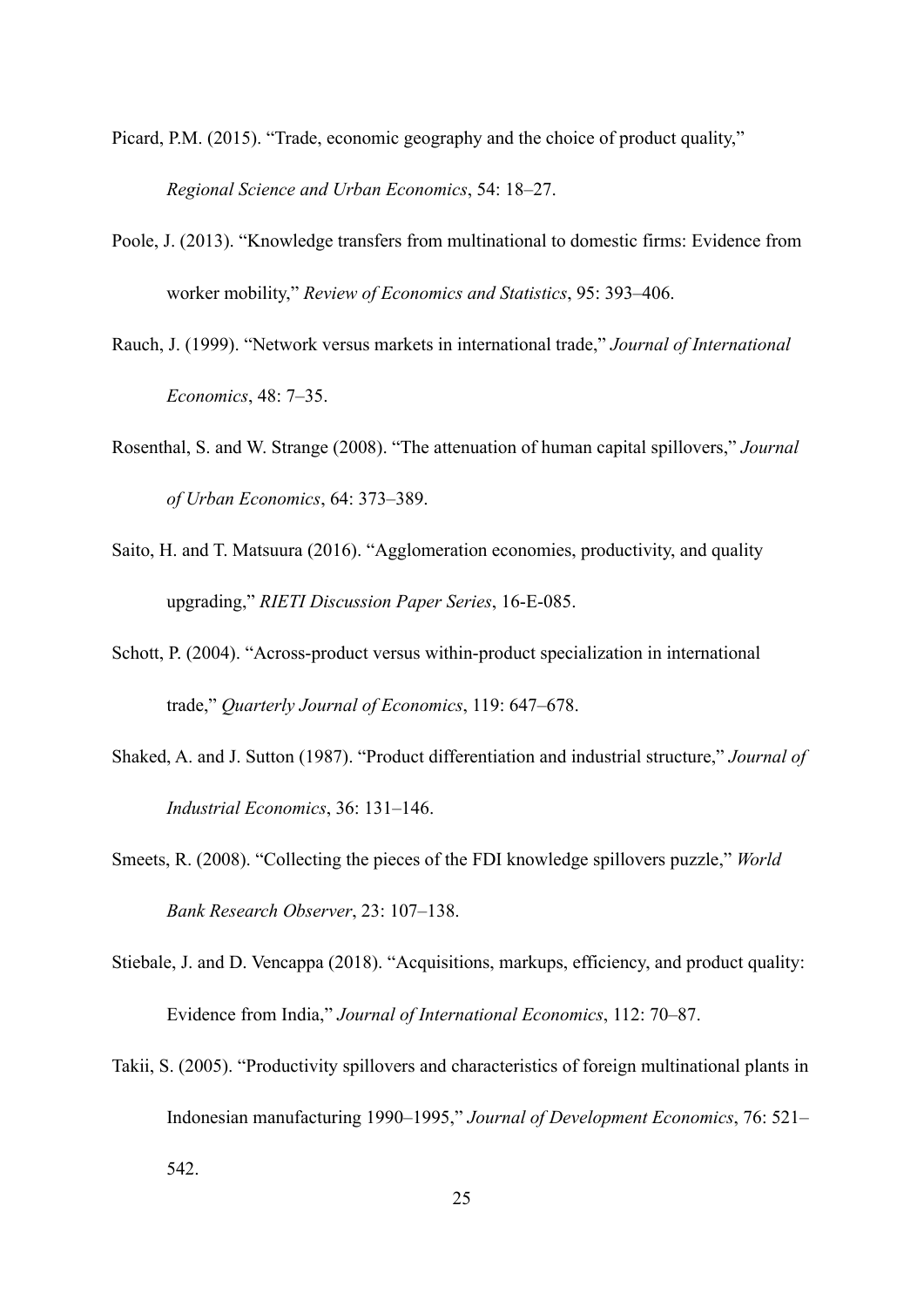Picard, P.M. (2015). "Trade, economic geography and the choice of product quality," *Regional Science and Urban Economics*, 54: 18–27.

Poole, J. (2013). "Knowledge transfers from multinational to domestic firms: Evidence from worker mobility," *Review of Economics and Statistics*, 95: 393–406.

Rauch, J. (1999). "Network versus markets in international trade," *Journal of International Economics*, 48: 7–35.

Rosenthal, S. and W. Strange (2008). "The attenuation of human capital spillovers," *Journal of Urban Economics*, 64: 373–389.

Saito, H. and T. Matsuura (2016). "Agglomeration economies, productivity, and quality upgrading," *RIETI Discussion Paper Series*, 16-E-085.

Schott, P. (2004). "Across-product versus within-product specialization in international trade," *Quarterly Journal of Economics*, 119: 647–678.

Shaked, A. and J. Sutton (1987). "Product differentiation and industrial structure," *Journal of Industrial Economics*, 36: 131–146.

Smeets, R. (2008). "Collecting the pieces of the FDI knowledge spillovers puzzle," *World Bank Research Observer*, 23: 107–138.

Stiebale, J. and D. Vencappa (2018). "Acquisitions, markups, efficiency, and product quality: Evidence from India," *Journal of International Economics*, 112: 70–87.

Takii, S. (2005). "Productivity spillovers and characteristics of foreign multinational plants in Indonesian manufacturing 1990–1995," *Journal of Development Economics*, 76: 521–542.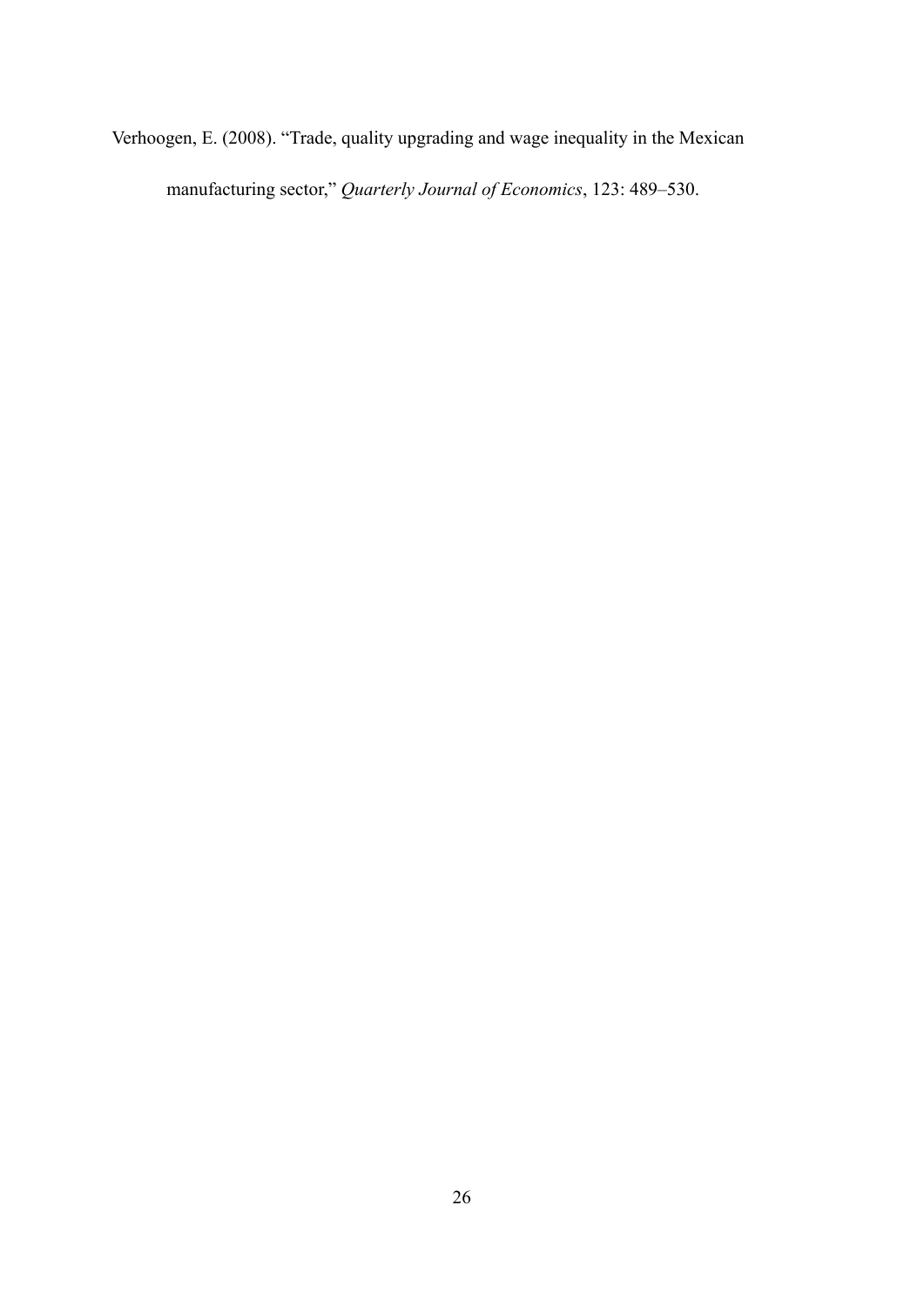Verhoogen, E. (2008). "Trade, quality upgrading and wage inequality in the Mexican manufacturing sector," *Quarterly Journal of Economics*, 123: 489–530.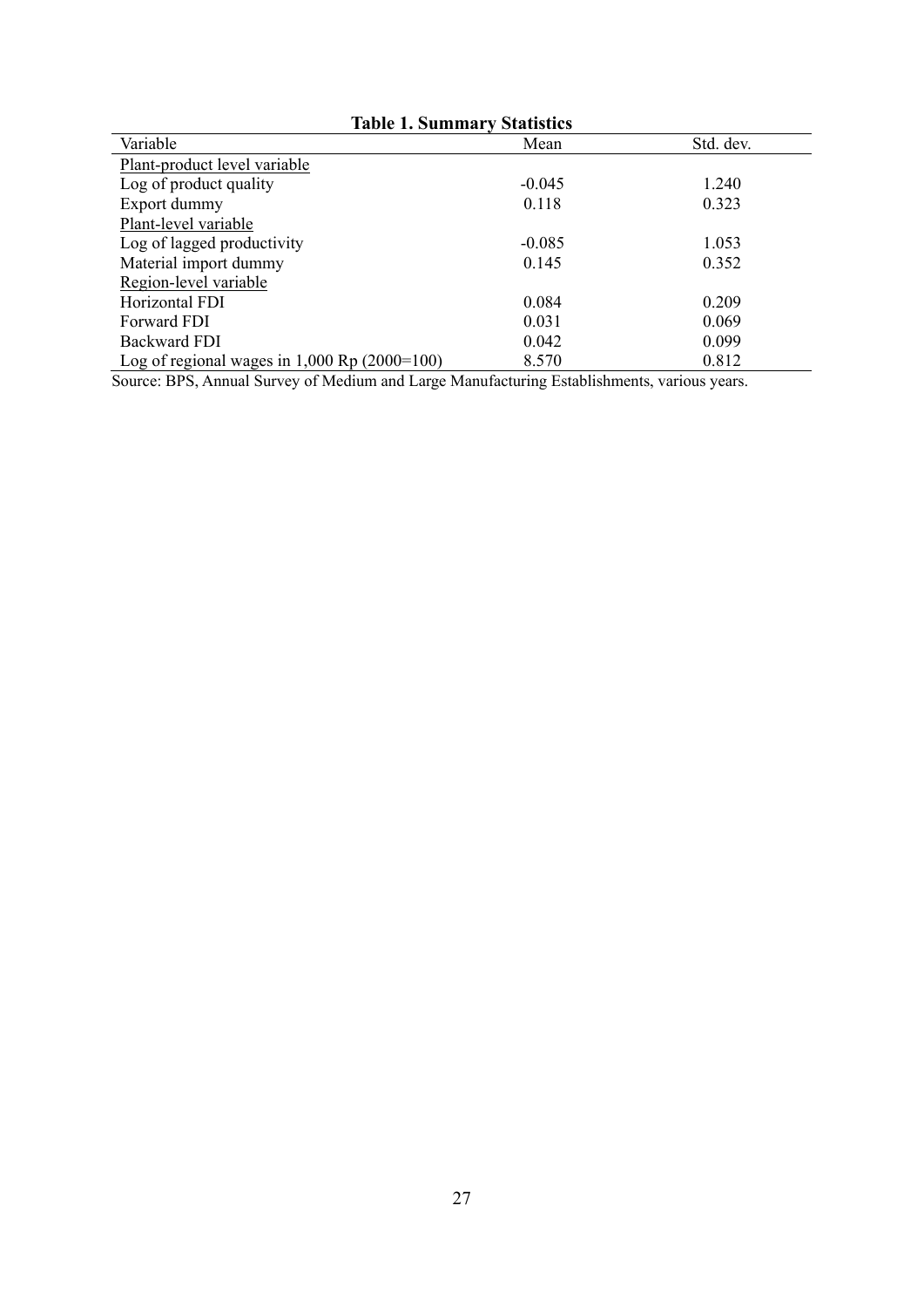**Table 1. Summary Statistics**

| Variable | Mean | Std. dev. |
| --- | --- | --- |
| Plant-product level variable | | |
| Log of product quality | -0.045 | 1.240 |
| Export dummy | 0.118 | 0.323 |
| Plant-level variable | | |
| Log of lagged productivity | -0.085 | 1.053 |
| Material import dummy | 0.145 | 0.352 |
| Region-level variable | | |
| Horizontal FDI | 0.084 | 0.209 |
| Forward FDI | 0.031 | 0.069 |
| Backward FDI | 0.042 | 0.099 |
| Log of regional wages in 1,000 Rp (2000=100) | 8.570 | 0.812 |

Source: BPS, Annual Survey of Medium and Large Manufacturing Establishments, various years.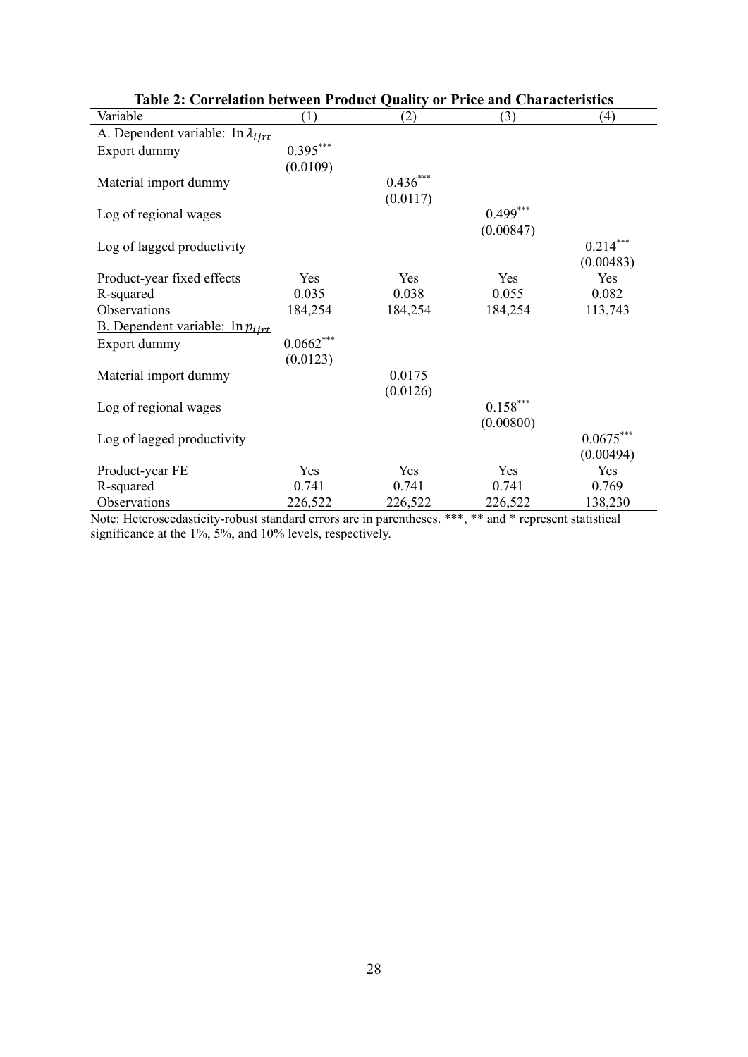**Table 2: Correlation between Product Quality or Price and Characteristics**

| Variable | (1) | (2) | (3) | (4) |
|---|---|---|---|---|
| A. Dependent variable: $\ln \lambda_{ijrt}$ | | | | |
| Export dummy | $0.395^{***}$ | | | |
| | (0.0109) | | | |
| Material import dummy | | $0.436^{***}$ | | |
| | | (0.0117) | | |
| Log of regional wages | | | $0.499^{***}$ | |
| | | | (0.00847) | |
| Log of lagged productivity | | | | $0.214^{***}$ |
| | | | | (0.00483) |
| Product-year fixed effects | Yes | Yes | Yes | Yes |
| R-squared | 0.035 | 0.038 | 0.055 | 0.082 |
| Observations | 184,254 | 184,254 | 184,254 | 113,743 |
| B. Dependent variable: $\ln p_{ijrt}$ | | | | |
| Export dummy | $0.0662^{***}$ | | | |
| | (0.0123) | | | |
| Material import dummy | | 0.0175 | | |
| | | (0.0126) | | |
| Log of regional wages | | | $0.158^{***}$ | |
| | | | (0.00800) | |
| Log of lagged productivity | | | | $0.0675^{***}$ |
| | | | | (0.00494) |
| Product-year FE | Yes | Yes | Yes | Yes |
| R-squared | 0.741 | 0.741 | 0.741 | 0.769 |
| Observations | 226,522 | 226,522 | 226,522 | 138,230 |

Note: Heteroscedasticity-robust standard errors are in parentheses. ***, ** and * represent statistical significance at the 1%, 5%, and 10% levels, respectively.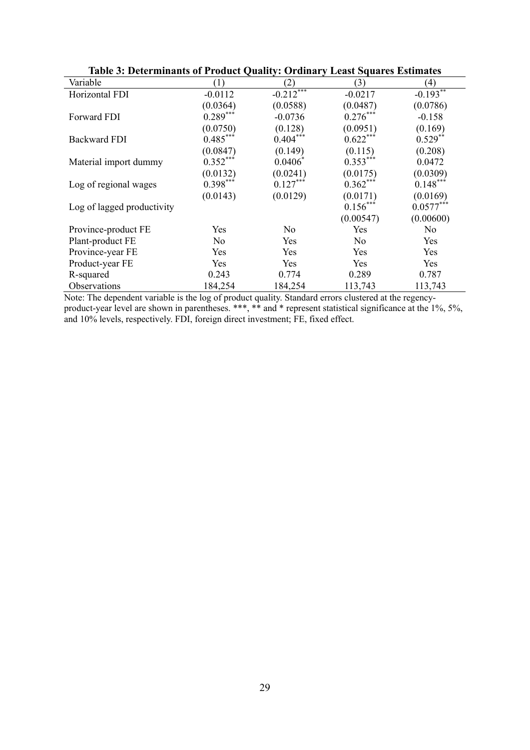**Table 3: Determinants of Product Quality: Ordinary Least Squares Estimates**

| Variable | (1) | (2) | (3) | (4) |
|---|---|---|---|---|
| Horizontal FDI | -0.0112 | -0.212*** | -0.0217 | -0.193** |
| | (0.0364) | (0.0588) | (0.0487) | (0.0786) |
| Forward FDI | 0.289*** | -0.0736 | 0.276*** | -0.158 |
| | (0.0750) | (0.128) | (0.0951) | (0.169) |
| Backward FDI | 0.485*** | 0.404*** | 0.622*** | 0.529** |
| | (0.0847) | (0.149) | (0.115) | (0.208) |
| Material import dummy | 0.352*** | 0.0406* | 0.353*** | 0.0472 |
| | (0.0132) | (0.0241) | (0.0175) | (0.0309) |
| Log of regional wages | 0.398*** | 0.127*** | 0.362*** | 0.148*** |
| | (0.0143) | (0.0129) | (0.0171) | (0.0169) |
| Log of lagged productivity | | | 0.156*** | 0.0577*** |
| | | | (0.00547) | (0.00600) |
| Province-product FE | Yes | No | Yes | No |
| Plant-product FE | No | Yes | No | Yes |
| Province-year FE | Yes | Yes | Yes | Yes |
| Product-year FE | Yes | Yes | Yes | Yes |
| R-squared | 0.243 | 0.774 | 0.289 | 0.787 |
| Observations | 184,254 | 184,254 | 113,743 | 113,743 |

Note: The dependent variable is the log of product quality. Standard errors clustered at the regency-product-year level are shown in parentheses. ***, ** and * represent statistical significance at the 1%, 5%, and 10% levels, respectively. FDI, foreign direct investment; FE, fixed effect.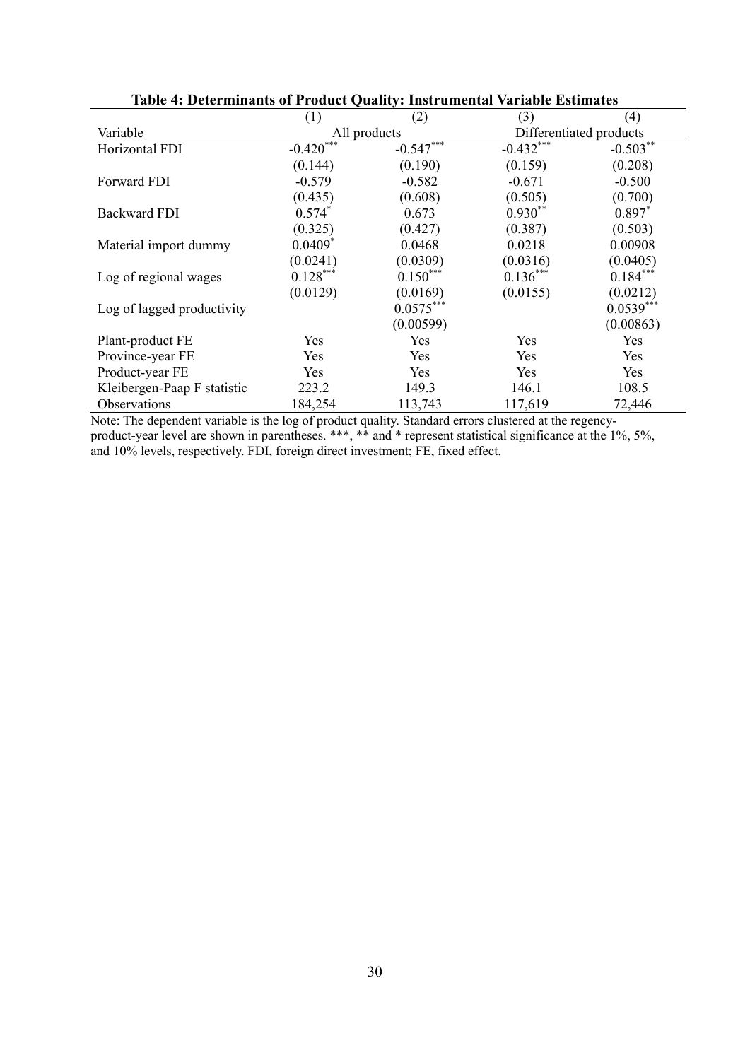**Table 4: Determinants of Product Quality: Instrumental Variable Estimates**

| | (1) | (2) | (3) | (4) |
|---|---|---|---|---|
| Variable | All products | | Differentiated products | |
| Horizontal FDI | -0.420*** | -0.547*** | -0.432*** | -0.503** |
| | (0.144) | (0.190) | (0.159) | (0.208) |
| Forward FDI | -0.579 | -0.582 | -0.671 | -0.500 |
| | (0.435) | (0.608) | (0.505) | (0.700) |
| Backward FDI | 0.574* | 0.673 | 0.930** | 0.897* |
| | (0.325) | (0.427) | (0.387) | (0.503) |
| Material import dummy | 0.0409* | 0.0468 | 0.0218 | 0.00908 |
| | (0.0241) | (0.0309) | (0.0316) | (0.0405) |
| Log of regional wages | 0.128*** | 0.150*** | 0.136*** | 0.184*** |
| | (0.0129) | (0.0169) | (0.0155) | (0.0212) |
| Log of lagged productivity | | 0.0575*** | | 0.0539*** |
| | | (0.00599) | | (0.00863) |
| Plant-product FE | Yes | Yes | Yes | Yes |
| Province-year FE | Yes | Yes | Yes | Yes |
| Product-year FE | Yes | Yes | Yes | Yes |
| Kleibergen-Paap F statistic | 223.2 | 149.3 | 146.1 | 108.5 |
| Observations | 184,254 | 113,743 | 117,619 | 72,446 |

Note: The dependent variable is the log of product quality. Standard errors clustered at the regency-product-year level are shown in parentheses. ***, ** and * represent statistical significance at the 1%, 5%, and 10% levels, respectively. FDI, foreign direct investment; FE, fixed effect.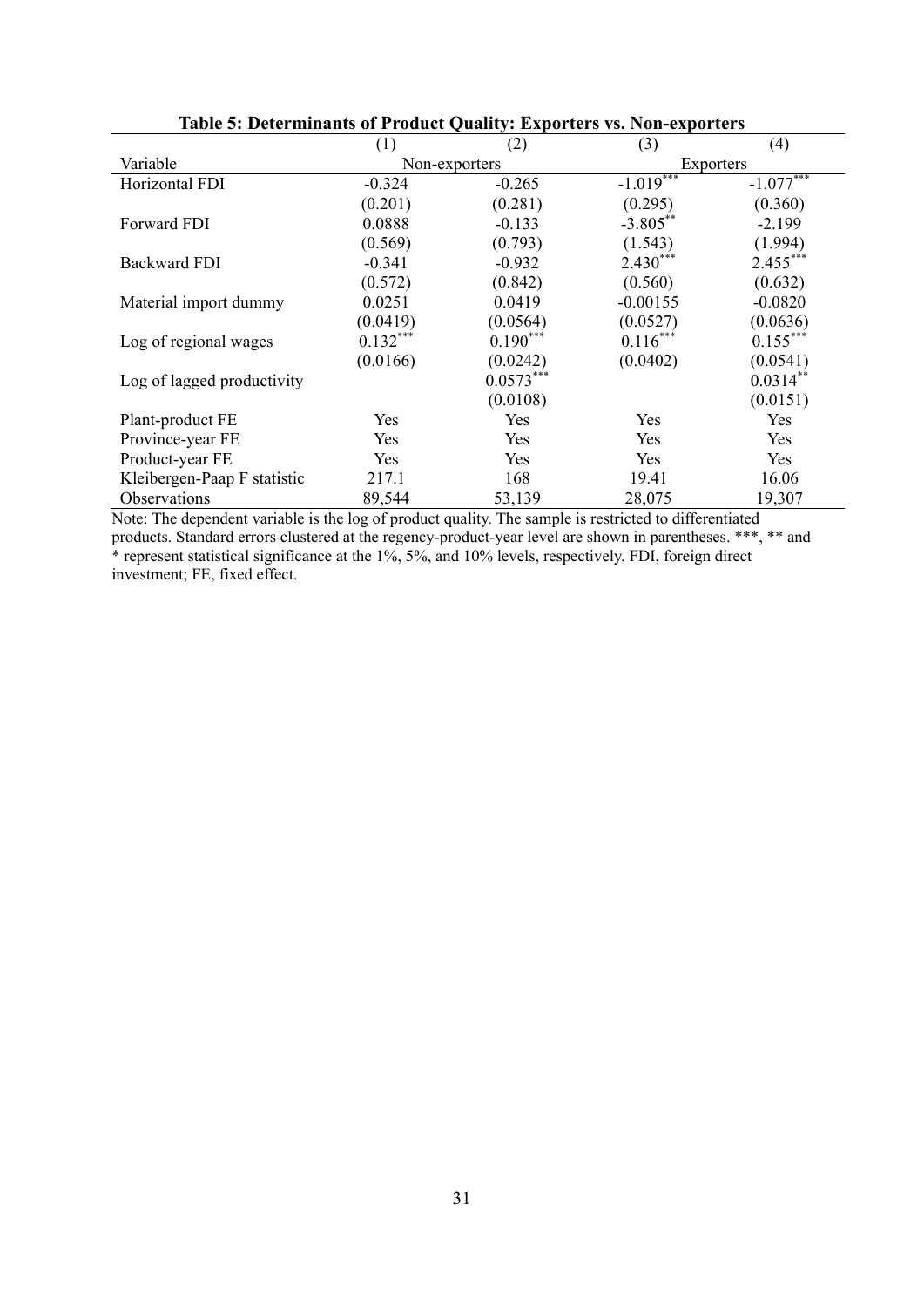**Table 5: Determinants of Product Quality: Exporters vs. Non-exporters**

| | (1) | (2) | (3) | (4) |
|---|---|---|---|---|
| Variable | Non-exporters | | Exporters | |
| Horizontal FDI | -0.324 | -0.265 | -1.019*** | -1.077*** |
| | (0.201) | (0.281) | (0.295) | (0.360) |
| Forward FDI | 0.0888 | -0.133 | -3.805** | -2.199 |
| | (0.569) | (0.793) | (1.543) | (1.994) |
| Backward FDI | -0.341 | -0.932 | 2.430*** | 2.455*** |
| | (0.572) | (0.842) | (0.560) | (0.632) |
| Material import dummy | 0.0251 | 0.0419 | -0.00155 | -0.0820 |
| | (0.0419) | (0.0564) | (0.0527) | (0.0636) |
| Log of regional wages | 0.132*** | 0.190*** | 0.116*** | 0.155*** |
| | (0.0166) | (0.0242) | (0.0402) | (0.0541) |
| Log of lagged productivity | | 0.0573*** | | 0.0314** |
| | | (0.0108) | | (0.0151) |
| Plant-product FE | Yes | Yes | Yes | Yes |
| Province-year FE | Yes | Yes | Yes | Yes |
| Product-year FE | Yes | Yes | Yes | Yes |
| Kleibergen-Paap F statistic | 217.1 | 168 | 19.41 | 16.06 |
| Observations | 89,544 | 53,139 | 28,075 | 19,307 |

Note: The dependent variable is the log of product quality. The sample is restricted to differentiated products. Standard errors clustered at the regency-product-year level are shown in parentheses. ***, ** and * represent statistical significance at the 1%, 5%, and 10% levels, respectively. FDI, foreign direct investment; FE, fixed effect.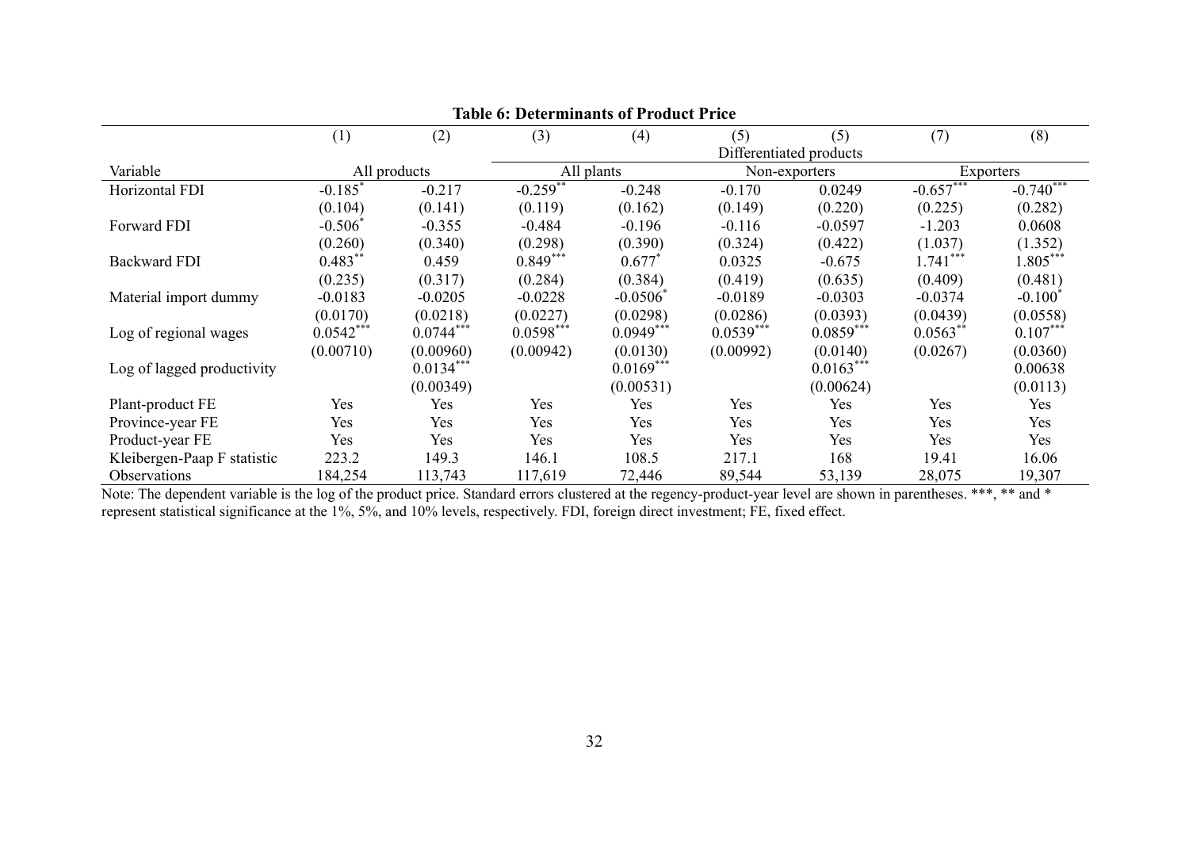**Table 6: Determinants of Product Price**

| | (1) | (2) | (3) | (4) | (5) | (5) | (7) | (8) |
|---|---|---|---|---|---|---|---|---|
| | | | Differentiated products | | | | | |
| Variable | All products | | All plants | | Non-exporters | | Exporters | |
| Horizontal FDI | -0.185* | -0.217 | -0.259** | -0.248 | -0.170 | 0.0249 | -0.657*** | -0.740*** |
| | (0.104) | (0.141) | (0.119) | (0.162) | (0.149) | (0.220) | (0.225) | (0.282) |
| Forward FDI | -0.506* | -0.355 | -0.484 | -0.196 | -0.116 | -0.0597 | -1.203 | 0.0608 |
| | (0.260) | (0.340) | (0.298) | (0.390) | (0.324) | (0.422) | (1.037) | (1.352) |
| Backward FDI | 0.483** | 0.459 | 0.849*** | 0.677* | 0.0325 | -0.675 | 1.741*** | 1.805*** |
| | (0.235) | (0.317) | (0.284) | (0.384) | (0.419) | (0.635) | (0.409) | (0.481) |
| Material import dummy | -0.0183 | -0.0205 | -0.0228 | -0.0506* | -0.0189 | -0.0303 | -0.0374 | -0.100* |
| | (0.0170) | (0.0218) | (0.0227) | (0.0298) | (0.0286) | (0.0393) | (0.0439) | (0.0558) |
| Log of regional wages | 0.0542*** | 0.0744*** | 0.0598*** | 0.0949*** | 0.0539*** | 0.0859*** | 0.0563** | 0.107*** |
| | (0.00710) | (0.00960) | (0.00942) | (0.0130) | (0.00992) | (0.0140) | (0.0267) | (0.0360) |
| Log of lagged productivity | | 0.0134*** | | 0.0169*** | | 0.0163*** | | 0.00638 |
| | | (0.00349) | | (0.00531) | | (0.00624) | | (0.0113) |
| Plant-product FE | Yes | Yes | Yes | Yes | Yes | Yes | Yes | Yes |
| Province-year FE | Yes | Yes | Yes | Yes | Yes | Yes | Yes | Yes |
| Product-year FE | Yes | Yes | Yes | Yes | Yes | Yes | Yes | Yes |
| Kleibergen-Paap F statistic | 223.2 | 149.3 | 146.1 | 108.5 | 217.1 | 168 | 19.41 | 16.06 |
| Observations | 184,254 | 113,743 | 117,619 | 72,446 | 89,544 | 53,139 | 28,075 | 19,307 |

Note: The dependent variable is the log of the product price. Standard errors clustered at the regency-product-year level are shown in parentheses. ***, ** and * represent statistical significance at the 1%, 5%, and 10% levels, respectively. FDI, foreign direct investment; FE, fixed effect.